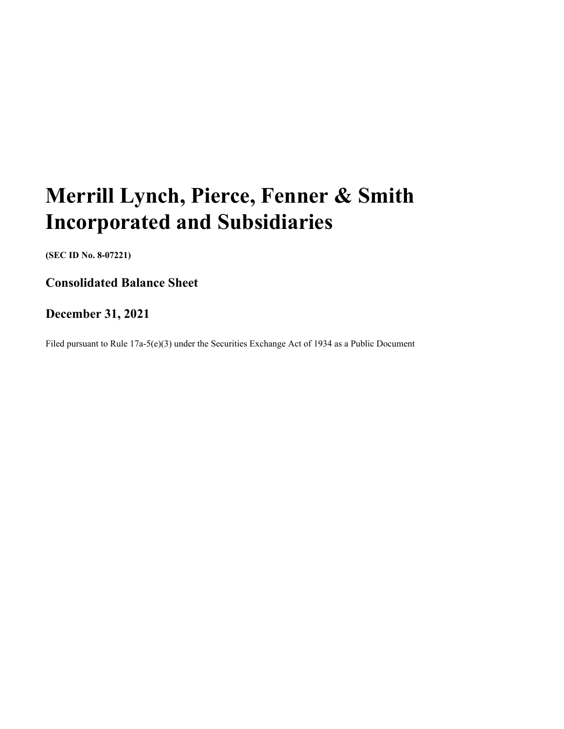# Merrill Lynch, Pierce, Fenner & Smith Incorporated and Subsidiaries

**(SEC ID No. 8-07221)**

## Consolidated Balance Sheet

## December 31, 2021

Filed pursuant to Rule 17a-5(e)(3) under the Securities Exchange Act of 1934 as a Public Document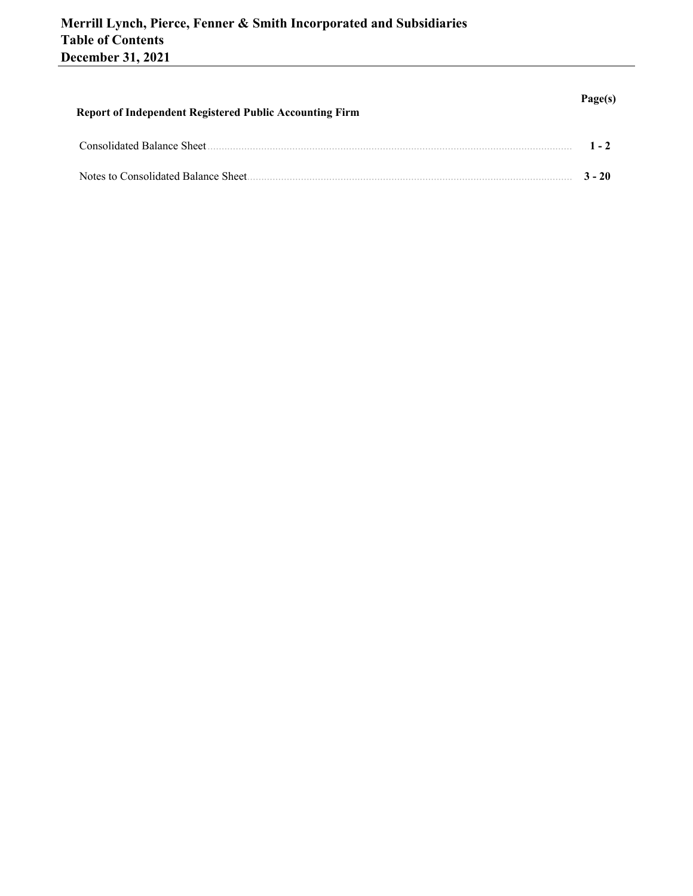# Merrill Lynch, Pierce, Fenner & Smith Incorporated and Subsidiaries
# Table of Contents
# December 31, 2021

| | Page(s) |
|---|---|
| **Report of Independent Registered Public Accounting Firm** | |
| Consolidated Balance Sheet | **1 - 2** |
| Notes to Consolidated Balance Sheet | **3 - 20** |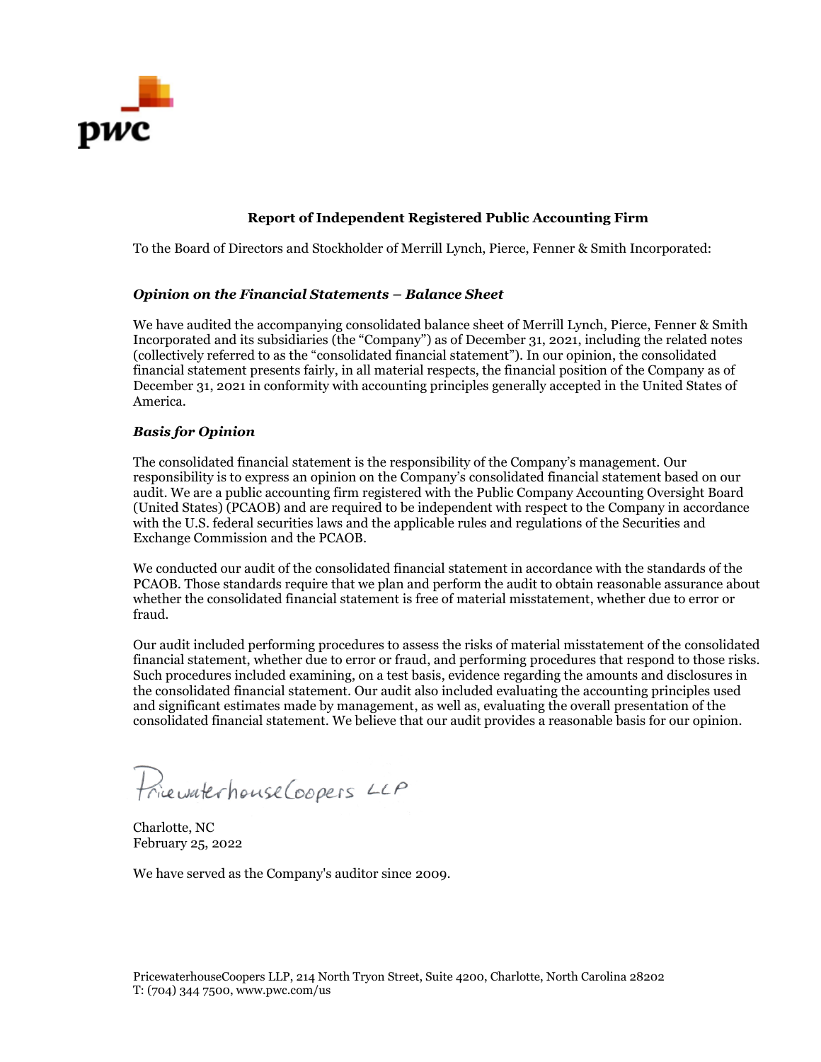**Report of Independent Registered Public Accounting Firm**

To the Board of Directors and Stockholder of Merrill Lynch, Pierce, Fenner & Smith Incorporated:

***Opinion on the Financial Statements – Balance Sheet***

We have audited the accompanying consolidated balance sheet of Merrill Lynch, Pierce, Fenner & Smith Incorporated and its subsidiaries (the "Company") as of December 31, 2021, including the related notes (collectively referred to as the "consolidated financial statement"). In our opinion, the consolidated financial statement presents fairly, in all material respects, the financial position of the Company as of December 31, 2021 in conformity with accounting principles generally accepted in the United States of America.

***Basis for Opinion***

The consolidated financial statement is the responsibility of the Company's management. Our responsibility is to express an opinion on the Company's consolidated financial statement based on our audit. We are a public accounting firm registered with the Public Company Accounting Oversight Board (United States) (PCAOB) and are required to be independent with respect to the Company in accordance with the U.S. federal securities laws and the applicable rules and regulations of the Securities and Exchange Commission and the PCAOB.

We conducted our audit of the consolidated financial statement in accordance with the standards of the PCAOB. Those standards require that we plan and perform the audit to obtain reasonable assurance about whether the consolidated financial statement is free of material misstatement, whether due to error or fraud.

Our audit included performing procedures to assess the risks of material misstatement of the consolidated financial statement, whether due to error or fraud, and performing procedures that respond to those risks. Such procedures included examining, on a test basis, evidence regarding the amounts and disclosures in the consolidated financial statement. Our audit also included evaluating the accounting principles used and significant estimates made by management, as well as, evaluating the overall presentation of the consolidated financial statement. We believe that our audit provides a reasonable basis for our opinion.

PricewaterhouseCoopers LLP

Charlotte, NC
February 25, 2022

We have served as the Company's auditor since 2009.

PricewaterhouseCoopers LLP, 214 North Tryon Street, Suite 4200, Charlotte, North Carolina 28202
T: (704) 344 7500, www.pwc.com/us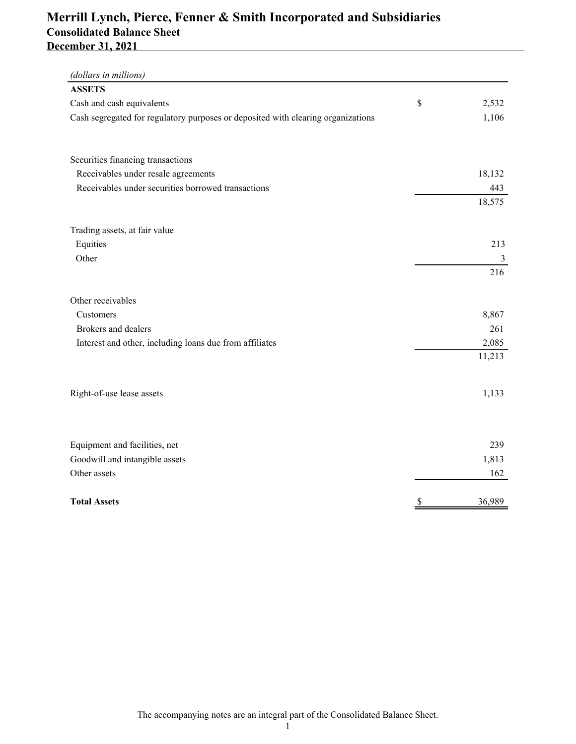# Merrill Lynch, Pierce, Fenner & Smith Incorporated and Subsidiaries
## Consolidated Balance Sheet
## December 31, 2021

| *(dollars in millions)* | | |
|---|---|---|
| **ASSETS** | | |
| Cash and cash equivalents | $ | 2,532 |
| Cash segregated for regulatory purposes or deposited with clearing organizations | | 1,106 |
| | | |
| Securities financing transactions | | |
| Receivables under resale agreements | | 18,132 |
| Receivables under securities borrowed transactions | | 443 |
| | | 18,575 |
| | | |
| Trading assets, at fair value | | |
| Equities | | 213 |
| Other | | 3 |
| | | 216 |
| | | |
| Other receivables | | |
| Customers | | 8,867 |
| Brokers and dealers | | 261 |
| Interest and other, including loans due from affiliates | | 2,085 |
| | | 11,213 |
| | | |
| Right-of-use lease assets | | 1,133 |
| | | |
| Equipment and facilities, net | | 239 |
| Goodwill and intangible assets | | 1,813 |
| Other assets | | 162 |
| | | |
| **Total Assets** | $ | 36,989 |

The accompanying notes are an integral part of the Consolidated Balance Sheet.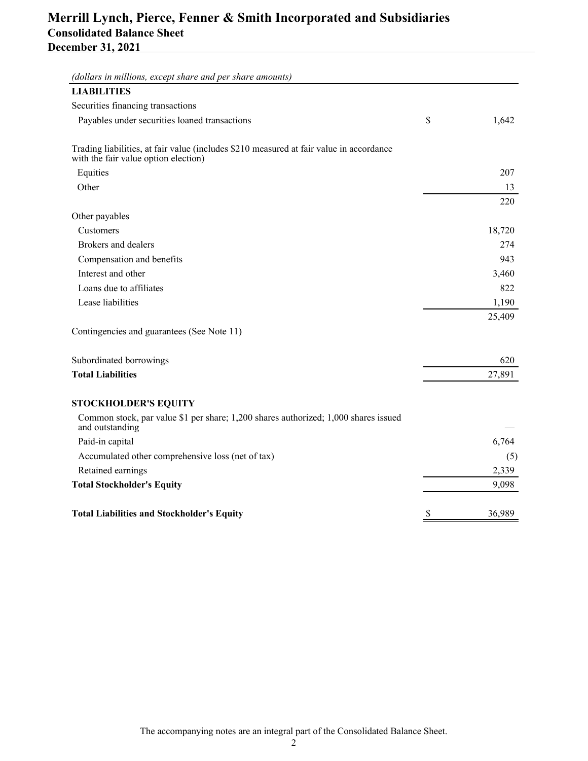# Merrill Lynch, Pierce, Fenner & Smith Incorporated and Subsidiaries

## Consolidated Balance Sheet

## December 31, 2021

| *(dollars in millions, except share and per share amounts)* | | |
|---|---|---|
| **LIABILITIES** | | |
| Securities financing transactions | | |
| Payables under securities loaned transactions | $ | 1,642 |
| | | |
| Trading liabilities, at fair value (includes $210 measured at fair value in accordance with the fair value option election) | | |
| Equities | | 207 |
| Other | | 13 |
| | | 220 |
| Other payables | | |
| Customers | | 18,720 |
| Brokers and dealers | | 274 |
| Compensation and benefits | | 943 |
| Interest and other | | 3,460 |
| Loans due to affiliates | | 822 |
| Lease liabilities | | 1,190 |
| | | 25,409 |
| Contingencies and guarantees (See Note 11) | | |
| | | |
| Subordinated borrowings | | 620 |
| **Total Liabilities** | | 27,891 |
| | | |
| **STOCKHOLDER'S EQUITY** | | |
| Common stock, par value $1 per share; 1,200 shares authorized; 1,000 shares issued and outstanding | | — |
| Paid-in capital | | 6,764 |
| Accumulated other comprehensive loss (net of tax) | | (5) |
| Retained earnings | | 2,339 |
| **Total Stockholder's Equity** | | 9,098 |
| | | |
| **Total Liabilities and Stockholder's Equity** | $ | 36,989 |

The accompanying notes are an integral part of the Consolidated Balance Sheet.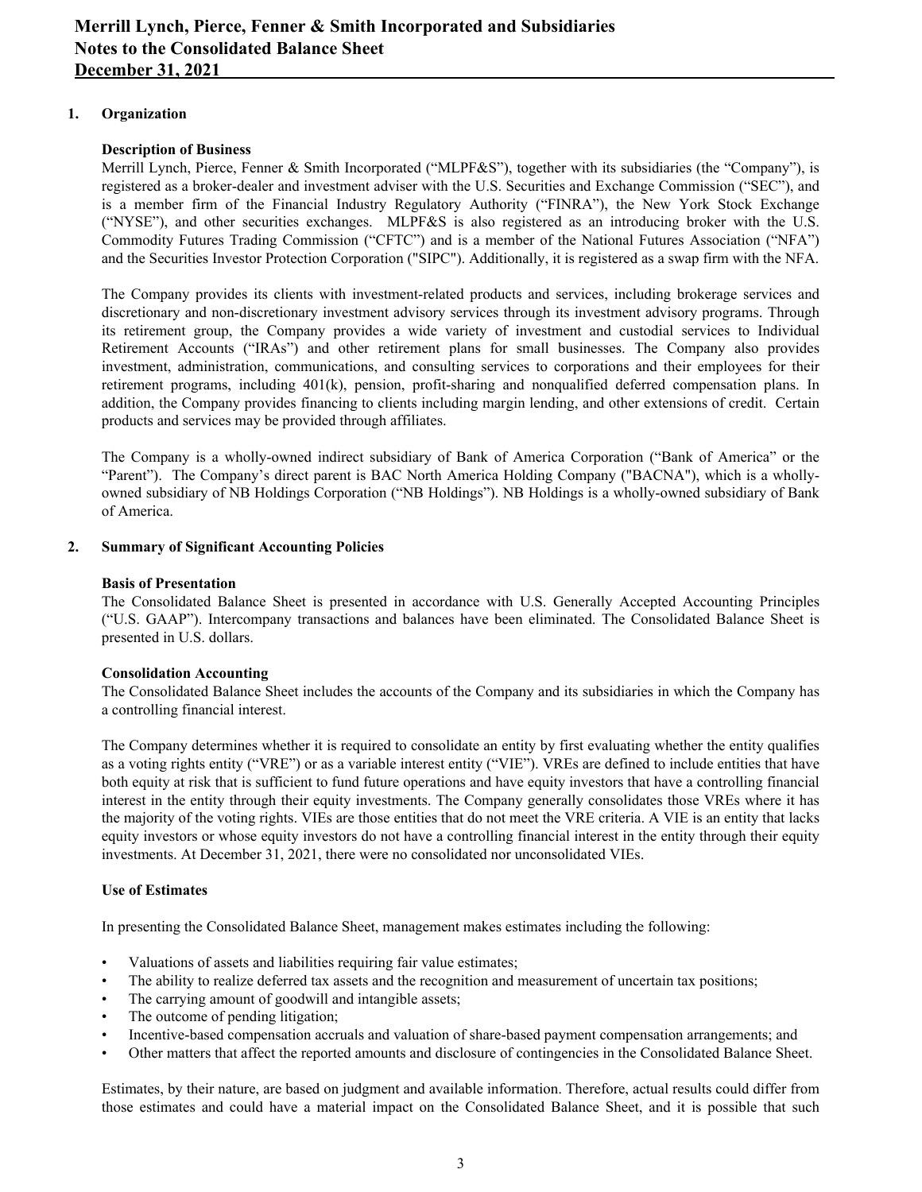## 1. Organization

### Description of Business

Merrill Lynch, Pierce, Fenner & Smith Incorporated ("MLPF&S"), together with its subsidiaries (the "Company"), is registered as a broker-dealer and investment adviser with the U.S. Securities and Exchange Commission ("SEC"), and is a member firm of the Financial Industry Regulatory Authority ("FINRA"), the New York Stock Exchange ("NYSE"), and other securities exchanges. MLPF&S is also registered as an introducing broker with the U.S. Commodity Futures Trading Commission ("CFTC") and is a member of the National Futures Association ("NFA") and the Securities Investor Protection Corporation ("SIPC"). Additionally, it is registered as a swap firm with the NFA.

The Company provides its clients with investment-related products and services, including brokerage services and discretionary and non-discretionary investment advisory services through its investment advisory programs. Through its retirement group, the Company provides a wide variety of investment and custodial services to Individual Retirement Accounts ("IRAs") and other retirement plans for small businesses. The Company also provides investment, administration, communications, and consulting services to corporations and their employees for their retirement programs, including 401(k), pension, profit-sharing and nonqualified deferred compensation plans. In addition, the Company provides financing to clients including margin lending, and other extensions of credit. Certain products and services may be provided through affiliates.

The Company is a wholly-owned indirect subsidiary of Bank of America Corporation ("Bank of America" or the "Parent"). The Company's direct parent is BAC North America Holding Company ("BACNA"), which is a wholly-owned subsidiary of NB Holdings Corporation ("NB Holdings"). NB Holdings is a wholly-owned subsidiary of Bank of America.

## 2. Summary of Significant Accounting Policies

### Basis of Presentation

The Consolidated Balance Sheet is presented in accordance with U.S. Generally Accepted Accounting Principles ("U.S. GAAP"). Intercompany transactions and balances have been eliminated. The Consolidated Balance Sheet is presented in U.S. dollars.

### Consolidation Accounting

The Consolidated Balance Sheet includes the accounts of the Company and its subsidiaries in which the Company has a controlling financial interest.

The Company determines whether it is required to consolidate an entity by first evaluating whether the entity qualifies as a voting rights entity ("VRE") or as a variable interest entity ("VIE"). VREs are defined to include entities that have both equity at risk that is sufficient to fund future operations and have equity investors that have a controlling financial interest in the entity through their equity investments. The Company generally consolidates those VREs where it has the majority of the voting rights. VIEs are those entities that do not meet the VRE criteria. A VIE is an entity that lacks equity investors or whose equity investors do not have a controlling financial interest in the entity through their equity investments. At December 31, 2021, there were no consolidated nor unconsolidated VIEs.

### Use of Estimates

In presenting the Consolidated Balance Sheet, management makes estimates including the following:

- Valuations of assets and liabilities requiring fair value estimates;
- The ability to realize deferred tax assets and the recognition and measurement of uncertain tax positions;
- The carrying amount of goodwill and intangible assets;
- The outcome of pending litigation;
- Incentive-based compensation accruals and valuation of share-based payment compensation arrangements; and
- Other matters that affect the reported amounts and disclosure of contingencies in the Consolidated Balance Sheet.

Estimates, by their nature, are based on judgment and available information. Therefore, actual results could differ from those estimates and could have a material impact on the Consolidated Balance Sheet, and it is possible that such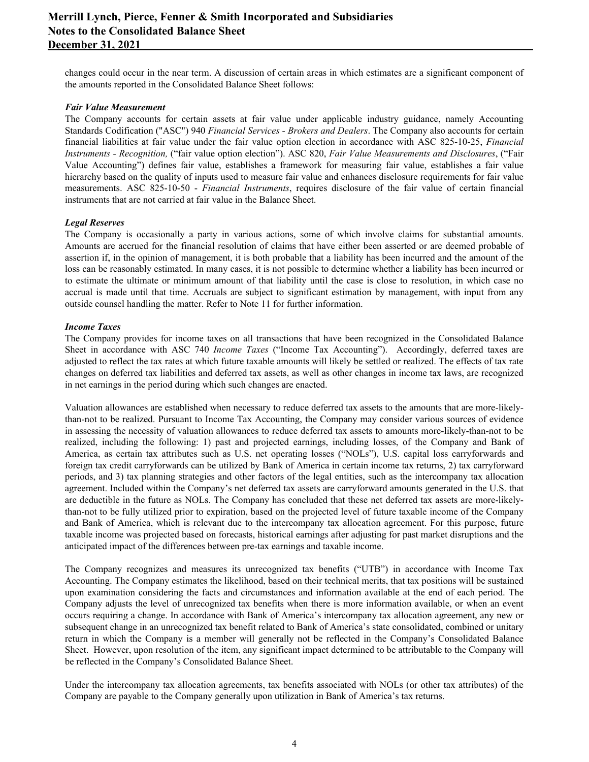changes could occur in the near term. A discussion of certain areas in which estimates are a significant component of the amounts reported in the Consolidated Balance Sheet follows:

***Fair Value Measurement***

The Company accounts for certain assets at fair value under applicable industry guidance, namely Accounting Standards Codification ("ASC") 940 *Financial Services - Brokers and Dealers*. The Company also accounts for certain financial liabilities at fair value under the fair value option election in accordance with ASC 825-10-25, *Financial Instruments - Recognition,* ("fair value option election"). ASC 820, *Fair Value Measurements and Disclosures*, ("Fair Value Accounting") defines fair value, establishes a framework for measuring fair value, establishes a fair value hierarchy based on the quality of inputs used to measure fair value and enhances disclosure requirements for fair value measurements. ASC 825-10-50 - *Financial Instruments*, requires disclosure of the fair value of certain financial instruments that are not carried at fair value in the Balance Sheet.

***Legal Reserves***

The Company is occasionally a party in various actions, some of which involve claims for substantial amounts. Amounts are accrued for the financial resolution of claims that have either been asserted or are deemed probable of assertion if, in the opinion of management, it is both probable that a liability has been incurred and the amount of the loss can be reasonably estimated. In many cases, it is not possible to determine whether a liability has been incurred or to estimate the ultimate or minimum amount of that liability until the case is close to resolution, in which case no accrual is made until that time. Accruals are subject to significant estimation by management, with input from any outside counsel handling the matter. Refer to Note 11 for further information.

***Income Taxes***

The Company provides for income taxes on all transactions that have been recognized in the Consolidated Balance Sheet in accordance with ASC 740 *Income Taxes* ("Income Tax Accounting"). Accordingly, deferred taxes are adjusted to reflect the tax rates at which future taxable amounts will likely be settled or realized. The effects of tax rate changes on deferred tax liabilities and deferred tax assets, as well as other changes in income tax laws, are recognized in net earnings in the period during which such changes are enacted.

Valuation allowances are established when necessary to reduce deferred tax assets to the amounts that are more-likely-than-not to be realized. Pursuant to Income Tax Accounting, the Company may consider various sources of evidence in assessing the necessity of valuation allowances to reduce deferred tax assets to amounts more-likely-than-not to be realized, including the following: 1) past and projected earnings, including losses, of the Company and Bank of America, as certain tax attributes such as U.S. net operating losses ("NOLs"), U.S. capital loss carryforwards and foreign tax credit carryforwards can be utilized by Bank of America in certain income tax returns, 2) tax carryforward periods, and 3) tax planning strategies and other factors of the legal entities, such as the intercompany tax allocation agreement. Included within the Company's net deferred tax assets are carryforward amounts generated in the U.S. that are deductible in the future as NOLs. The Company has concluded that these net deferred tax assets are more-likely-than-not to be fully utilized prior to expiration, based on the projected level of future taxable income of the Company and Bank of America, which is relevant due to the intercompany tax allocation agreement. For this purpose, future taxable income was projected based on forecasts, historical earnings after adjusting for past market disruptions and the anticipated impact of the differences between pre-tax earnings and taxable income.

The Company recognizes and measures its unrecognized tax benefits ("UTB") in accordance with Income Tax Accounting. The Company estimates the likelihood, based on their technical merits, that tax positions will be sustained upon examination considering the facts and circumstances and information available at the end of each period. The Company adjusts the level of unrecognized tax benefits when there is more information available, or when an event occurs requiring a change. In accordance with Bank of America's intercompany tax allocation agreement, any new or subsequent change in an unrecognized tax benefit related to Bank of America's state consolidated, combined or unitary return in which the Company is a member will generally not be reflected in the Company's Consolidated Balance Sheet. However, upon resolution of the item, any significant impact determined to be attributable to the Company will be reflected in the Company's Consolidated Balance Sheet.

Under the intercompany tax allocation agreements, tax benefits associated with NOLs (or other tax attributes) of the Company are payable to the Company generally upon utilization in Bank of America's tax returns.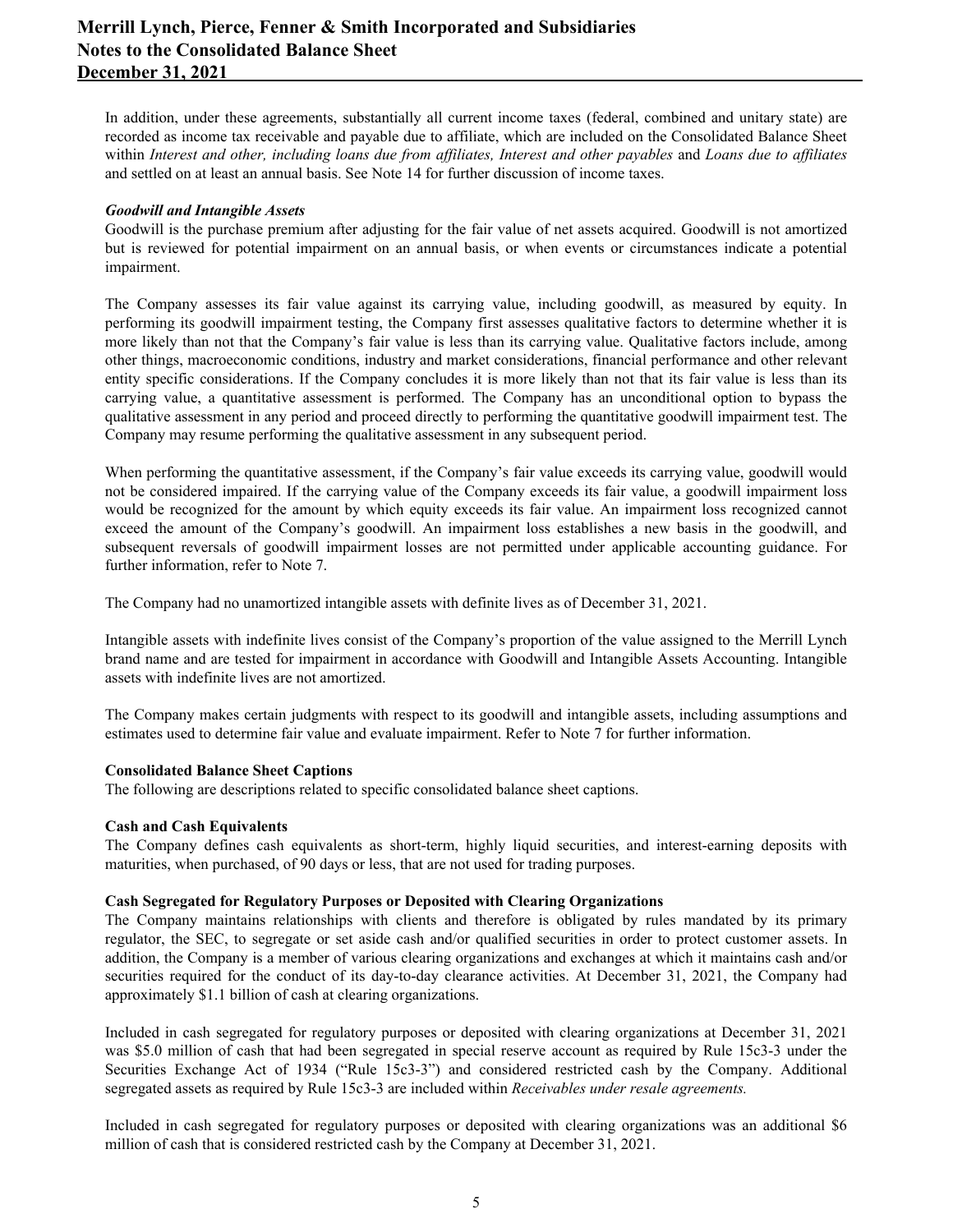In addition, under these agreements, substantially all current income taxes (federal, combined and unitary state) are recorded as income tax receivable and payable due to affiliate, which are included on the Consolidated Balance Sheet within *Interest and other, including loans due from affiliates, Interest and other payables* and *Loans due to affiliates* and settled on at least an annual basis. See Note 14 for further discussion of income taxes.

***Goodwill and Intangible Assets***

Goodwill is the purchase premium after adjusting for the fair value of net assets acquired. Goodwill is not amortized but is reviewed for potential impairment on an annual basis, or when events or circumstances indicate a potential impairment.

The Company assesses its fair value against its carrying value, including goodwill, as measured by equity. In performing its goodwill impairment testing, the Company first assesses qualitative factors to determine whether it is more likely than not that the Company's fair value is less than its carrying value. Qualitative factors include, among other things, macroeconomic conditions, industry and market considerations, financial performance and other relevant entity specific considerations. If the Company concludes it is more likely than not that its fair value is less than its carrying value, a quantitative assessment is performed. The Company has an unconditional option to bypass the qualitative assessment in any period and proceed directly to performing the quantitative goodwill impairment test. The Company may resume performing the qualitative assessment in any subsequent period.

When performing the quantitative assessment, if the Company's fair value exceeds its carrying value, goodwill would not be considered impaired. If the carrying value of the Company exceeds its fair value, a goodwill impairment loss would be recognized for the amount by which equity exceeds its fair value. An impairment loss recognized cannot exceed the amount of the Company's goodwill. An impairment loss establishes a new basis in the goodwill, and subsequent reversals of goodwill impairment losses are not permitted under applicable accounting guidance. For further information, refer to Note 7.

The Company had no unamortized intangible assets with definite lives as of December 31, 2021.

Intangible assets with indefinite lives consist of the Company's proportion of the value assigned to the Merrill Lynch brand name and are tested for impairment in accordance with Goodwill and Intangible Assets Accounting. Intangible assets with indefinite lives are not amortized.

The Company makes certain judgments with respect to its goodwill and intangible assets, including assumptions and estimates used to determine fair value and evaluate impairment. Refer to Note 7 for further information.

**Consolidated Balance Sheet Captions**

The following are descriptions related to specific consolidated balance sheet captions.

**Cash and Cash Equivalents**

The Company defines cash equivalents as short-term, highly liquid securities, and interest-earning deposits with maturities, when purchased, of 90 days or less, that are not used for trading purposes.

**Cash Segregated for Regulatory Purposes or Deposited with Clearing Organizations**

The Company maintains relationships with clients and therefore is obligated by rules mandated by its primary regulator, the SEC, to segregate or set aside cash and/or qualified securities in order to protect customer assets. In addition, the Company is a member of various clearing organizations and exchanges at which it maintains cash and/or securities required for the conduct of its day-to-day clearance activities. At December 31, 2021, the Company had approximately $1.1 billion of cash at clearing organizations.

Included in cash segregated for regulatory purposes or deposited with clearing organizations at December 31, 2021 was $5.0 million of cash that had been segregated in special reserve account as required by Rule 15c3-3 under the Securities Exchange Act of 1934 ("Rule 15c3-3") and considered restricted cash by the Company. Additional segregated assets as required by Rule 15c3-3 are included within *Receivables under resale agreements.*

Included in cash segregated for regulatory purposes or deposited with clearing organizations was an additional $6 million of cash that is considered restricted cash by the Company at December 31, 2021.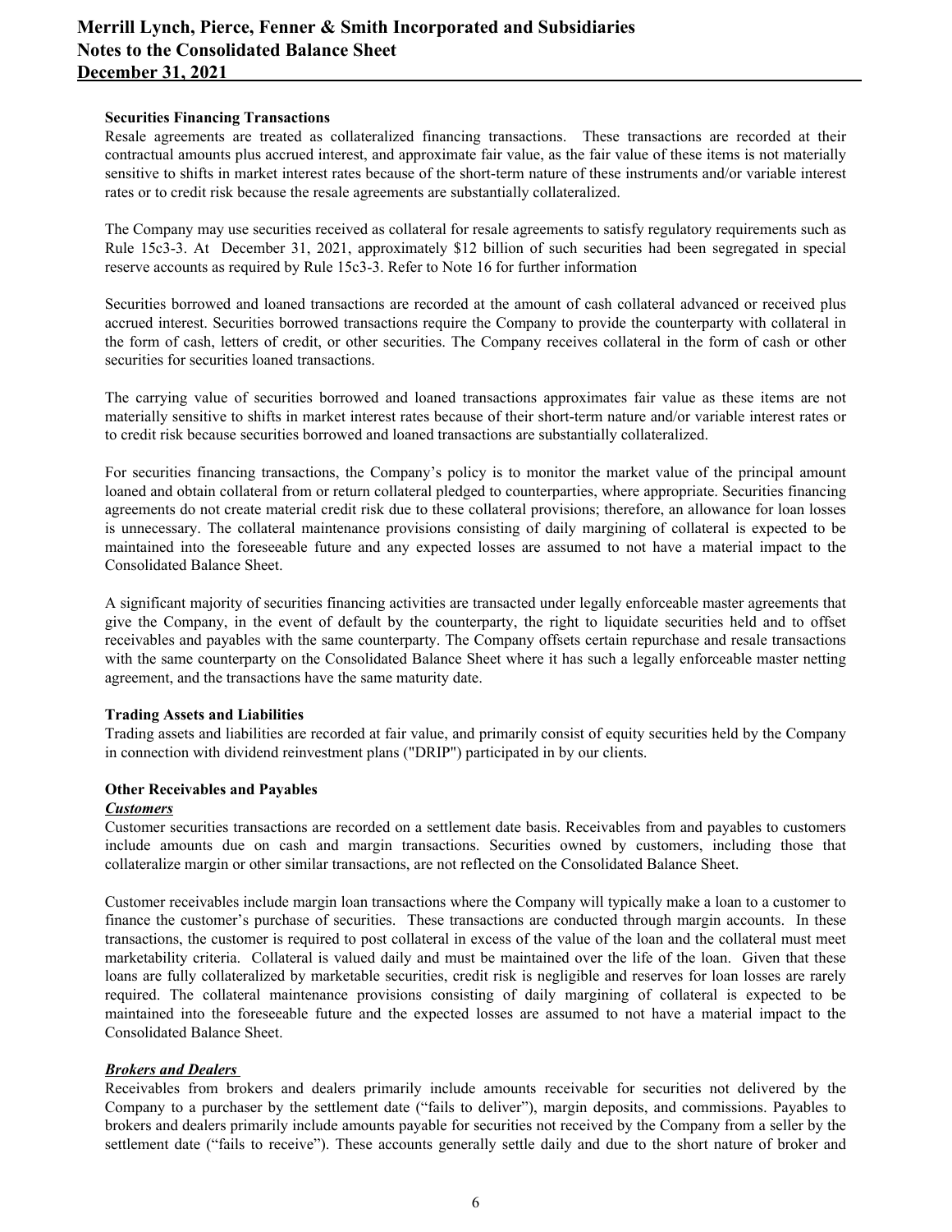**Securities Financing Transactions**

Resale agreements are treated as collateralized financing transactions. These transactions are recorded at their contractual amounts plus accrued interest, and approximate fair value, as the fair value of these items is not materially sensitive to shifts in market interest rates because of the short-term nature of these instruments and/or variable interest rates or to credit risk because the resale agreements are substantially collateralized.

The Company may use securities received as collateral for resale agreements to satisfy regulatory requirements such as Rule 15c3-3. At December 31, 2021, approximately $12 billion of such securities had been segregated in special reserve accounts as required by Rule 15c3-3. Refer to Note 16 for further information

Securities borrowed and loaned transactions are recorded at the amount of cash collateral advanced or received plus accrued interest. Securities borrowed transactions require the Company to provide the counterparty with collateral in the form of cash, letters of credit, or other securities. The Company receives collateral in the form of cash or other securities for securities loaned transactions.

The carrying value of securities borrowed and loaned transactions approximates fair value as these items are not materially sensitive to shifts in market interest rates because of their short-term nature and/or variable interest rates or to credit risk because securities borrowed and loaned transactions are substantially collateralized.

For securities financing transactions, the Company's policy is to monitor the market value of the principal amount loaned and obtain collateral from or return collateral pledged to counterparties, where appropriate. Securities financing agreements do not create material credit risk due to these collateral provisions; therefore, an allowance for loan losses is unnecessary. The collateral maintenance provisions consisting of daily margining of collateral is expected to be maintained into the foreseeable future and any expected losses are assumed to not have a material impact to the Consolidated Balance Sheet.

A significant majority of securities financing activities are transacted under legally enforceable master agreements that give the Company, in the event of default by the counterparty, the right to liquidate securities held and to offset receivables and payables with the same counterparty. The Company offsets certain repurchase and resale transactions with the same counterparty on the Consolidated Balance Sheet where it has such a legally enforceable master netting agreement, and the transactions have the same maturity date.

**Trading Assets and Liabilities**

Trading assets and liabilities are recorded at fair value, and primarily consist of equity securities held by the Company in connection with dividend reinvestment plans ("DRIP") participated in by our clients.

**Other Receivables and Payables**

***Customers***

Customer securities transactions are recorded on a settlement date basis. Receivables from and payables to customers include amounts due on cash and margin transactions. Securities owned by customers, including those that collateralize margin or other similar transactions, are not reflected on the Consolidated Balance Sheet.

Customer receivables include margin loan transactions where the Company will typically make a loan to a customer to finance the customer's purchase of securities. These transactions are conducted through margin accounts. In these transactions, the customer is required to post collateral in excess of the value of the loan and the collateral must meet marketability criteria. Collateral is valued daily and must be maintained over the life of the loan. Given that these loans are fully collateralized by marketable securities, credit risk is negligible and reserves for loan losses are rarely required. The collateral maintenance provisions consisting of daily margining of collateral is expected to be maintained into the foreseeable future and the expected losses are assumed to not have a material impact to the Consolidated Balance Sheet.

***Brokers and Dealers***

Receivables from brokers and dealers primarily include amounts receivable for securities not delivered by the Company to a purchaser by the settlement date ("fails to deliver"), margin deposits, and commissions. Payables to brokers and dealers primarily include amounts payable for securities not received by the Company from a seller by the settlement date ("fails to receive"). These accounts generally settle daily and due to the short nature of broker and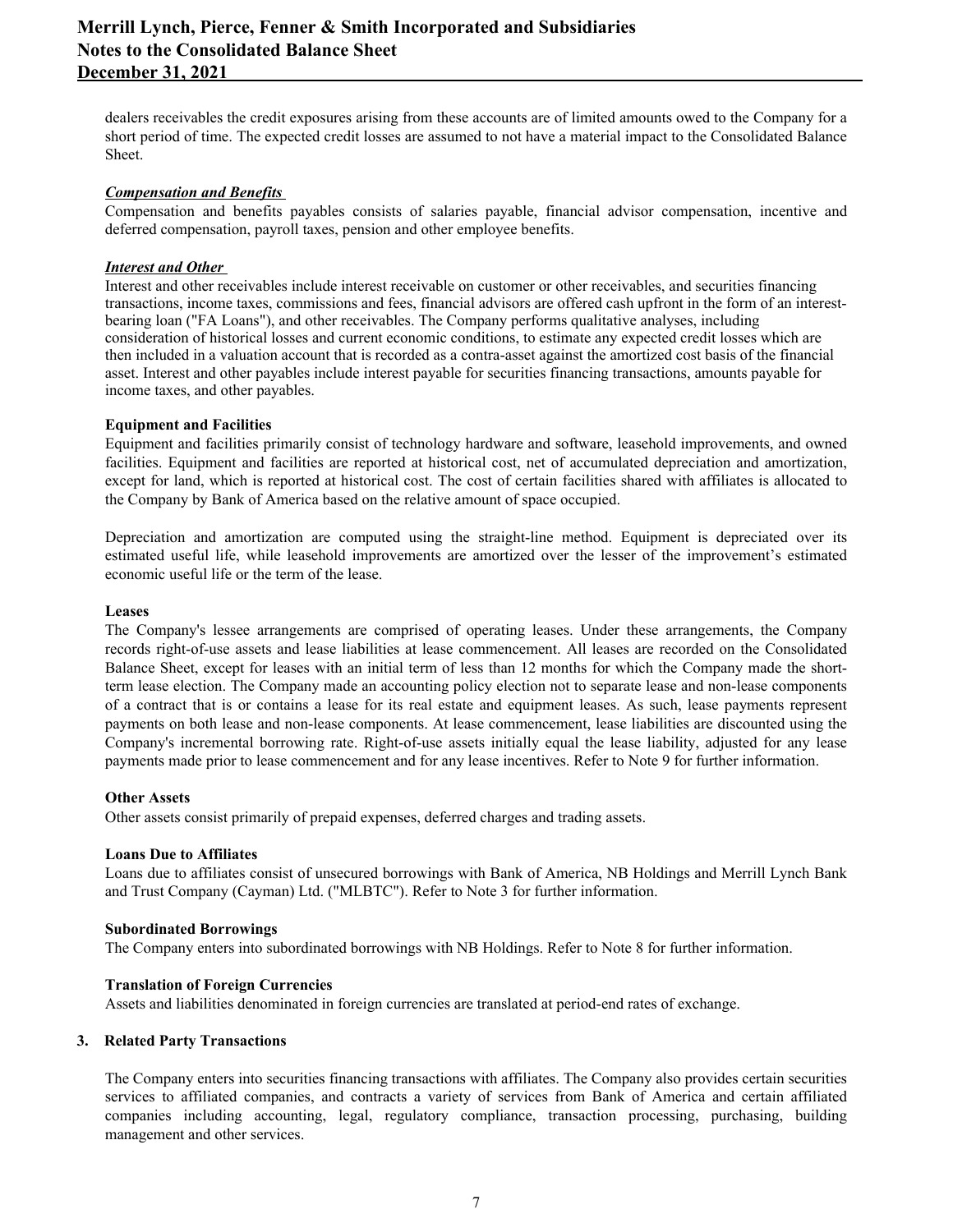dealers receivables the credit exposures arising from these accounts are of limited amounts owed to the Company for a short period of time. The expected credit losses are assumed to not have a material impact to the Consolidated Balance Sheet.

***Compensation and Benefits***

Compensation and benefits payables consists of salaries payable, financial advisor compensation, incentive and deferred compensation, payroll taxes, pension and other employee benefits.

***Interest and Other***

Interest and other receivables include interest receivable on customer or other receivables, and securities financing transactions, income taxes, commissions and fees, financial advisors are offered cash upfront in the form of an interest-bearing loan ("FA Loans"), and other receivables. The Company performs qualitative analyses, including consideration of historical losses and current economic conditions, to estimate any expected credit losses which are then included in a valuation account that is recorded as a contra-asset against the amortized cost basis of the financial asset. Interest and other payables include interest payable for securities financing transactions, amounts payable for income taxes, and other payables.

**Equipment and Facilities**

Equipment and facilities primarily consist of technology hardware and software, leasehold improvements, and owned facilities. Equipment and facilities are reported at historical cost, net of accumulated depreciation and amortization, except for land, which is reported at historical cost. The cost of certain facilities shared with affiliates is allocated to the Company by Bank of America based on the relative amount of space occupied.

Depreciation and amortization are computed using the straight-line method. Equipment is depreciated over its estimated useful life, while leasehold improvements are amortized over the lesser of the improvement's estimated economic useful life or the term of the lease.

**Leases**

The Company's lessee arrangements are comprised of operating leases. Under these arrangements, the Company records right-of-use assets and lease liabilities at lease commencement. All leases are recorded on the Consolidated Balance Sheet, except for leases with an initial term of less than 12 months for which the Company made the short-term lease election. The Company made an accounting policy election not to separate lease and non-lease components of a contract that is or contains a lease for its real estate and equipment leases. As such, lease payments represent payments on both lease and non-lease components. At lease commencement, lease liabilities are discounted using the Company's incremental borrowing rate. Right-of-use assets initially equal the lease liability, adjusted for any lease payments made prior to lease commencement and for any lease incentives. Refer to Note 9 for further information.

**Other Assets**

Other assets consist primarily of prepaid expenses, deferred charges and trading assets.

**Loans Due to Affiliates**

Loans due to affiliates consist of unsecured borrowings with Bank of America, NB Holdings and Merrill Lynch Bank and Trust Company (Cayman) Ltd. ("MLBTC"). Refer to Note 3 for further information.

**Subordinated Borrowings**

The Company enters into subordinated borrowings with NB Holdings. Refer to Note 8 for further information.

**Translation of Foreign Currencies**

Assets and liabilities denominated in foreign currencies are translated at period-end rates of exchange.

## 3. Related Party Transactions

The Company enters into securities financing transactions with affiliates. The Company also provides certain securities services to affiliated companies, and contracts a variety of services from Bank of America and certain affiliated companies including accounting, legal, regulatory compliance, transaction processing, purchasing, building management and other services.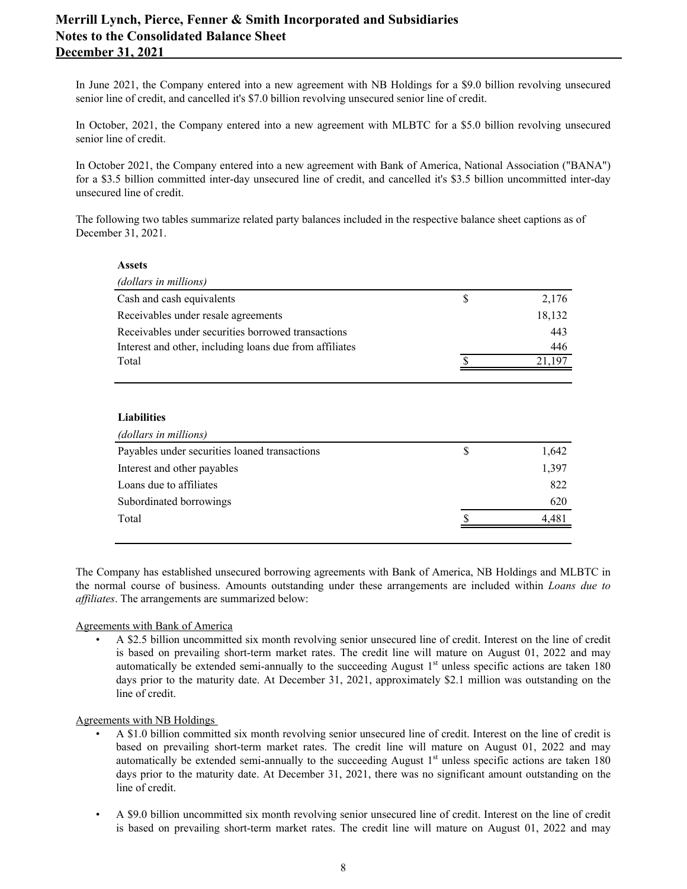In June 2021, the Company entered into a new agreement with NB Holdings for a $9.0 billion revolving unsecured senior line of credit, and cancelled it's $7.0 billion revolving unsecured senior line of credit.

In October, 2021, the Company entered into a new agreement with MLBTC for a $5.0 billion revolving unsecured senior line of credit.

In October 2021, the Company entered into a new agreement with Bank of America, National Association ("BANA") for a $3.5 billion committed inter-day unsecured line of credit, and cancelled it's $3.5 billion uncommitted inter-day unsecured line of credit.

The following two tables summarize related party balances included in the respective balance sheet captions as of December 31, 2021.

**Assets**

| *(dollars in millions)* | | |
|---|---|---|
| Cash and cash equivalents | $ | 2,176 |
| Receivables under resale agreements | | 18,132 |
| Receivables under securities borrowed transactions | | 443 |
| Interest and other, including loans due from affiliates | | 446 |
| Total | $ | 21,197 |

**Liabilities**

| *(dollars in millions)* | | |
|---|---|---|
| Payables under securities loaned transactions | $ | 1,642 |
| Interest and other payables | | 1,397 |
| Loans due to affiliates | | 822 |
| Subordinated borrowings | | 620 |
| Total | $ | 4,481 |

The Company has established unsecured borrowing agreements with Bank of America, NB Holdings and MLBTC in the normal course of business. Amounts outstanding under these arrangements are included within *Loans due to affiliates*. The arrangements are summarized below:

Agreements with Bank of America

- A $2.5 billion uncommitted six month revolving senior unsecured line of credit. Interest on the line of credit is based on prevailing short-term market rates. The credit line will mature on August 01, 2022 and may automatically be extended semi-annually to the succeeding August 1st unless specific actions are taken 180 days prior to the maturity date. At December 31, 2021, approximately $2.1 million was outstanding on the line of credit.

Agreements with NB Holdings

- A $1.0 billion committed six month revolving senior unsecured line of credit. Interest on the line of credit is based on prevailing short-term market rates. The credit line will mature on August 01, 2022 and may automatically be extended semi-annually to the succeeding August 1st unless specific actions are taken 180 days prior to the maturity date. At December 31, 2021, there was no significant amount outstanding on the line of credit.

- A $9.0 billion uncommitted six month revolving senior unsecured line of credit. Interest on the line of credit is based on prevailing short-term market rates. The credit line will mature on August 01, 2022 and may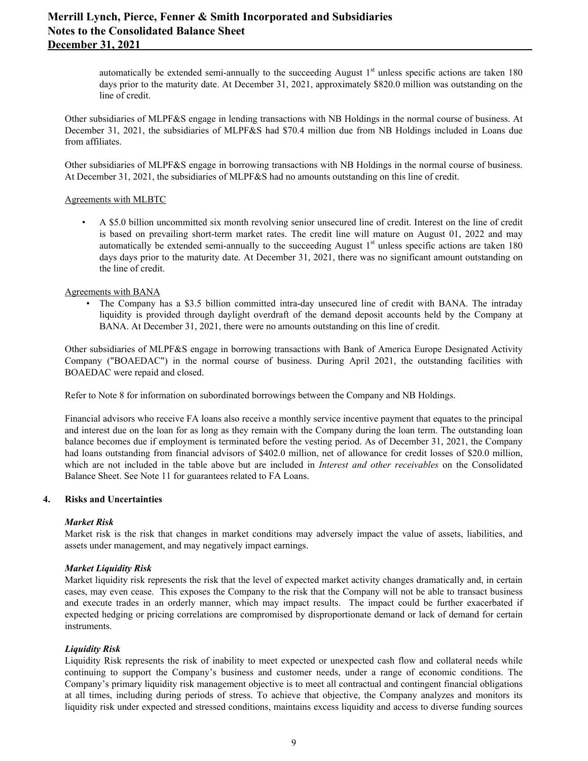automatically be extended semi-annually to the succeeding August 1st unless specific actions are taken 180 days prior to the maturity date. At December 31, 2021, approximately $820.0 million was outstanding on the line of credit.

Other subsidiaries of MLPF&S engage in lending transactions with NB Holdings in the normal course of business. At December 31, 2021, the subsidiaries of MLPF&S had $70.4 million due from NB Holdings included in Loans due from affiliates.

Other subsidiaries of MLPF&S engage in borrowing transactions with NB Holdings in the normal course of business. At December 31, 2021, the subsidiaries of MLPF&S had no amounts outstanding on this line of credit.

Agreements with MLBTC

- A $5.0 billion uncommitted six month revolving senior unsecured line of credit. Interest on the line of credit is based on prevailing short-term market rates. The credit line will mature on August 01, 2022 and may automatically be extended semi-annually to the succeeding August 1st unless specific actions are taken 180 days days prior to the maturity date. At December 31, 2021, there was no significant amount outstanding on the line of credit.

Agreements with BANA

- The Company has a $3.5 billion committed intra-day unsecured line of credit with BANA. The intraday liquidity is provided through daylight overdraft of the demand deposit accounts held by the Company at BANA. At December 31, 2021, there were no amounts outstanding on this line of credit.

Other subsidiaries of MLPF&S engage in borrowing transactions with Bank of America Europe Designated Activity Company ("BOAEDAC") in the normal course of business. During April 2021, the outstanding facilities with BOAEDAC were repaid and closed.

Refer to Note 8 for information on subordinated borrowings between the Company and NB Holdings.

Financial advisors who receive FA loans also receive a monthly service incentive payment that equates to the principal and interest due on the loan for as long as they remain with the Company during the loan term. The outstanding loan balance becomes due if employment is terminated before the vesting period. As of December 31, 2021, the Company had loans outstanding from financial advisors of $402.0 million, net of allowance for credit losses of $20.0 million, which are not included in the table above but are included in *Interest and other receivables* on the Consolidated Balance Sheet. See Note 11 for guarantees related to FA Loans.

## 4. Risks and Uncertainties

***Market Risk***

Market risk is the risk that changes in market conditions may adversely impact the value of assets, liabilities, and assets under management, and may negatively impact earnings.

***Market Liquidity Risk***

Market liquidity risk represents the risk that the level of expected market activity changes dramatically and, in certain cases, may even cease. This exposes the Company to the risk that the Company will not be able to transact business and execute trades in an orderly manner, which may impact results. The impact could be further exacerbated if expected hedging or pricing correlations are compromised by disproportionate demand or lack of demand for certain instruments.

***Liquidity Risk***

Liquidity Risk represents the risk of inability to meet expected or unexpected cash flow and collateral needs while continuing to support the Company's business and customer needs, under a range of economic conditions. The Company's primary liquidity risk management objective is to meet all contractual and contingent financial obligations at all times, including during periods of stress. To achieve that objective, the Company analyzes and monitors its liquidity risk under expected and stressed conditions, maintains excess liquidity and access to diverse funding sources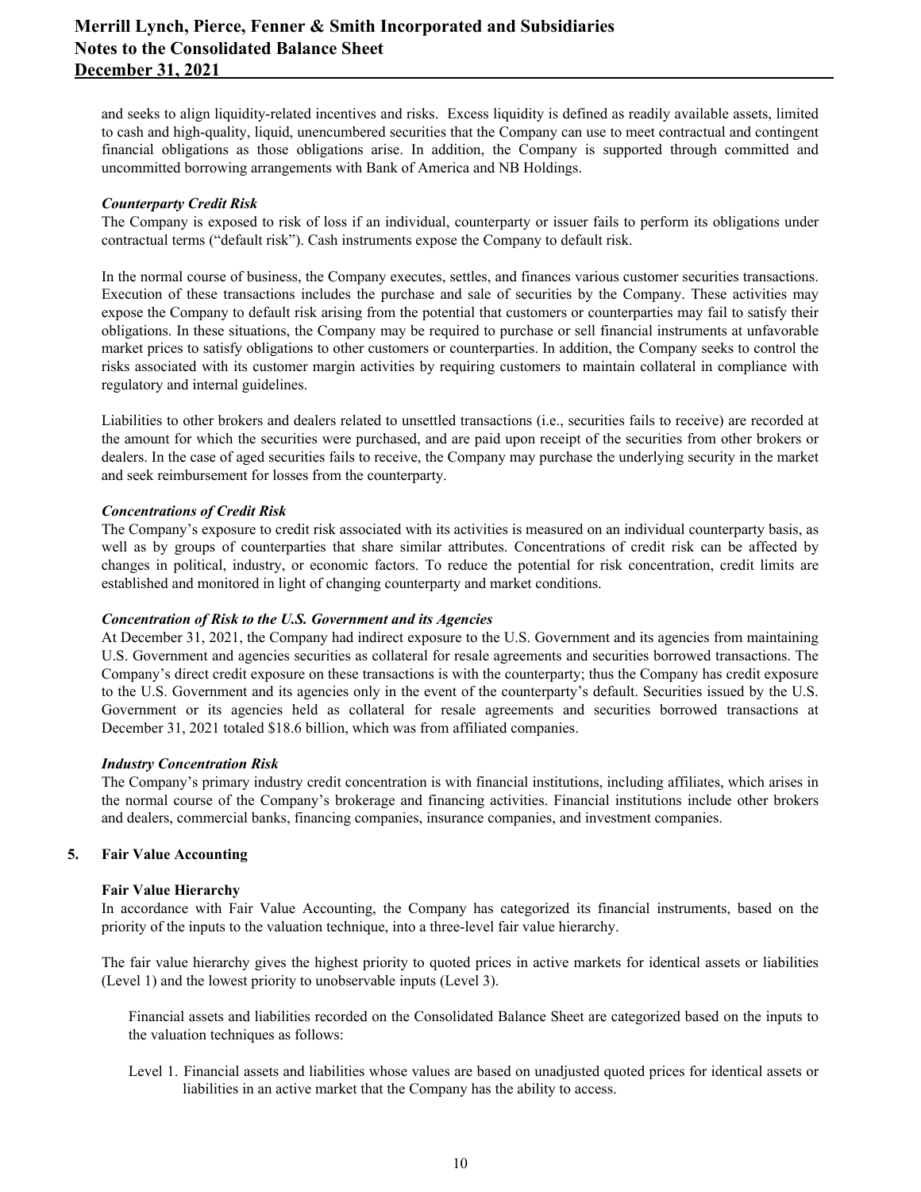and seeks to align liquidity-related incentives and risks. Excess liquidity is defined as readily available assets, limited to cash and high-quality, liquid, unencumbered securities that the Company can use to meet contractual and contingent financial obligations as those obligations arise. In addition, the Company is supported through committed and uncommitted borrowing arrangements with Bank of America and NB Holdings.

***Counterparty Credit Risk***

The Company is exposed to risk of loss if an individual, counterparty or issuer fails to perform its obligations under contractual terms ("default risk"). Cash instruments expose the Company to default risk.

In the normal course of business, the Company executes, settles, and finances various customer securities transactions. Execution of these transactions includes the purchase and sale of securities by the Company. These activities may expose the Company to default risk arising from the potential that customers or counterparties may fail to satisfy their obligations. In these situations, the Company may be required to purchase or sell financial instruments at unfavorable market prices to satisfy obligations to other customers or counterparties. In addition, the Company seeks to control the risks associated with its customer margin activities by requiring customers to maintain collateral in compliance with regulatory and internal guidelines.

Liabilities to other brokers and dealers related to unsettled transactions (i.e., securities fails to receive) are recorded at the amount for which the securities were purchased, and are paid upon receipt of the securities from other brokers or dealers. In the case of aged securities fails to receive, the Company may purchase the underlying security in the market and seek reimbursement for losses from the counterparty.

***Concentrations of Credit Risk***

The Company's exposure to credit risk associated with its activities is measured on an individual counterparty basis, as well as by groups of counterparties that share similar attributes. Concentrations of credit risk can be affected by changes in political, industry, or economic factors. To reduce the potential for risk concentration, credit limits are established and monitored in light of changing counterparty and market conditions.

***Concentration of Risk to the U.S. Government and its Agencies***

At December 31, 2021, the Company had indirect exposure to the U.S. Government and its agencies from maintaining U.S. Government and agencies securities as collateral for resale agreements and securities borrowed transactions. The Company's direct credit exposure on these transactions is with the counterparty; thus the Company has credit exposure to the U.S. Government and its agencies only in the event of the counterparty's default. Securities issued by the U.S. Government or its agencies held as collateral for resale agreements and securities borrowed transactions at December 31, 2021 totaled $18.6 billion, which was from affiliated companies.

***Industry Concentration Risk***

The Company's primary industry credit concentration is with financial institutions, including affiliates, which arises in the normal course of the Company's brokerage and financing activities. Financial institutions include other brokers and dealers, commercial banks, financing companies, insurance companies, and investment companies.

## 5. Fair Value Accounting

### Fair Value Hierarchy

In accordance with Fair Value Accounting, the Company has categorized its financial instruments, based on the priority of the inputs to the valuation technique, into a three-level fair value hierarchy.

The fair value hierarchy gives the highest priority to quoted prices in active markets for identical assets or liabilities (Level 1) and the lowest priority to unobservable inputs (Level 3).

Financial assets and liabilities recorded on the Consolidated Balance Sheet are categorized based on the inputs to the valuation techniques as follows:

Level 1. Financial assets and liabilities whose values are based on unadjusted quoted prices for identical assets or liabilities in an active market that the Company has the ability to access.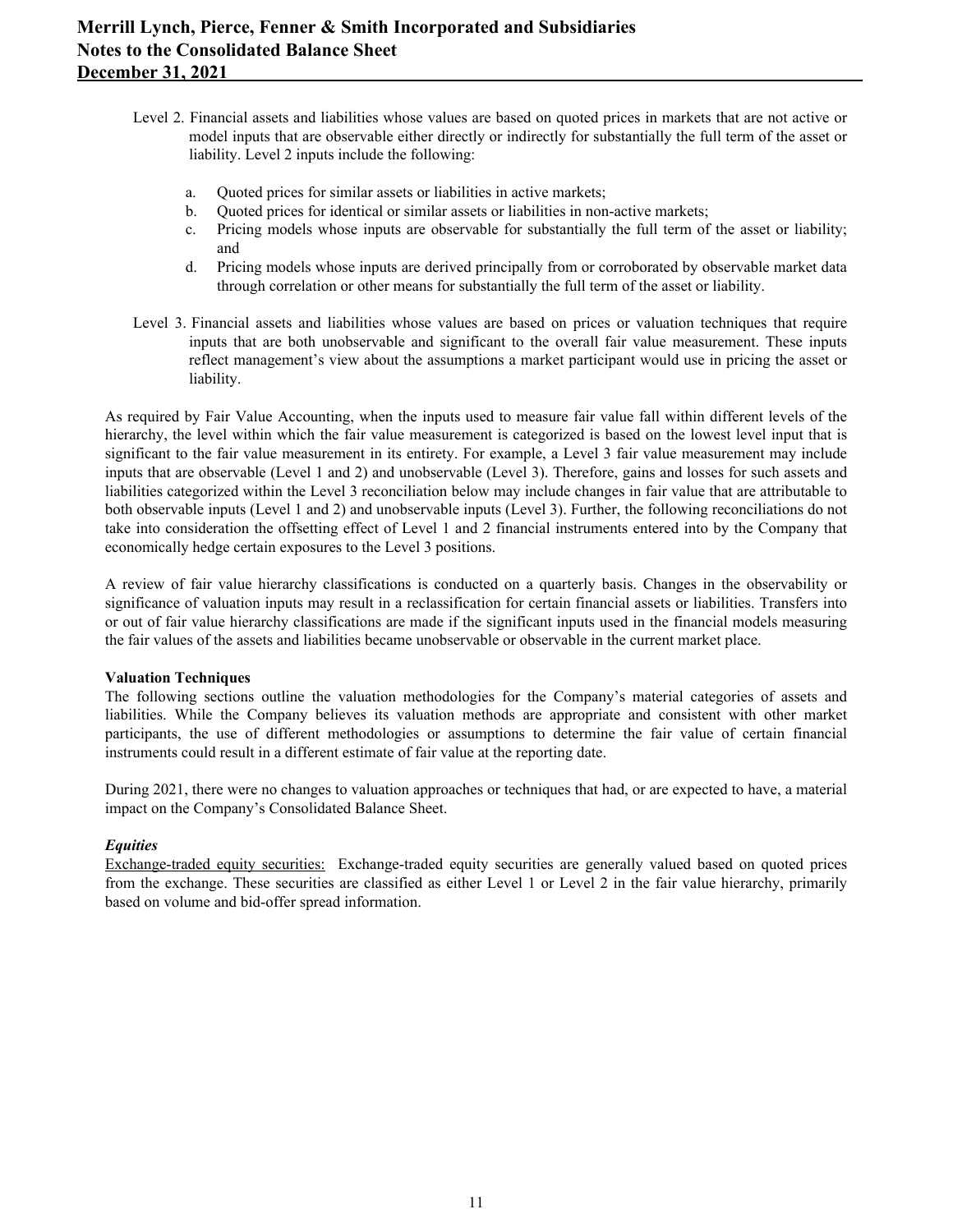Level 2. Financial assets and liabilities whose values are based on quoted prices in markets that are not active or model inputs that are observable either directly or indirectly for substantially the full term of the asset or liability. Level 2 inputs include the following:

a. Quoted prices for similar assets or liabilities in active markets;
b. Quoted prices for identical or similar assets or liabilities in non-active markets;
c. Pricing models whose inputs are observable for substantially the full term of the asset or liability; and
d. Pricing models whose inputs are derived principally from or corroborated by observable market data through correlation or other means for substantially the full term of the asset or liability.

Level 3. Financial assets and liabilities whose values are based on prices or valuation techniques that require inputs that are both unobservable and significant to the overall fair value measurement. These inputs reflect management's view about the assumptions a market participant would use in pricing the asset or liability.

As required by Fair Value Accounting, when the inputs used to measure fair value fall within different levels of the hierarchy, the level within which the fair value measurement is categorized is based on the lowest level input that is significant to the fair value measurement in its entirety. For example, a Level 3 fair value measurement may include inputs that are observable (Level 1 and 2) and unobservable (Level 3). Therefore, gains and losses for such assets and liabilities categorized within the Level 3 reconciliation below may include changes in fair value that are attributable to both observable inputs (Level 1 and 2) and unobservable inputs (Level 3). Further, the following reconciliations do not take into consideration the offsetting effect of Level 1 and 2 financial instruments entered into by the Company that economically hedge certain exposures to the Level 3 positions.

A review of fair value hierarchy classifications is conducted on a quarterly basis. Changes in the observability or significance of valuation inputs may result in a reclassification for certain financial assets or liabilities. Transfers into or out of fair value hierarchy classifications are made if the significant inputs used in the financial models measuring the fair values of the assets and liabilities became unobservable or observable in the current market place.

**Valuation Techniques**

The following sections outline the valuation methodologies for the Company's material categories of assets and liabilities. While the Company believes its valuation methods are appropriate and consistent with other market participants, the use of different methodologies or assumptions to determine the fair value of certain financial instruments could result in a different estimate of fair value at the reporting date.

During 2021, there were no changes to valuation approaches or techniques that had, or are expected to have, a material impact on the Company's Consolidated Balance Sheet.

***Equities***

Exchange-traded equity securities: Exchange-traded equity securities are generally valued based on quoted prices from the exchange. These securities are classified as either Level 1 or Level 2 in the fair value hierarchy, primarily based on volume and bid-offer spread information.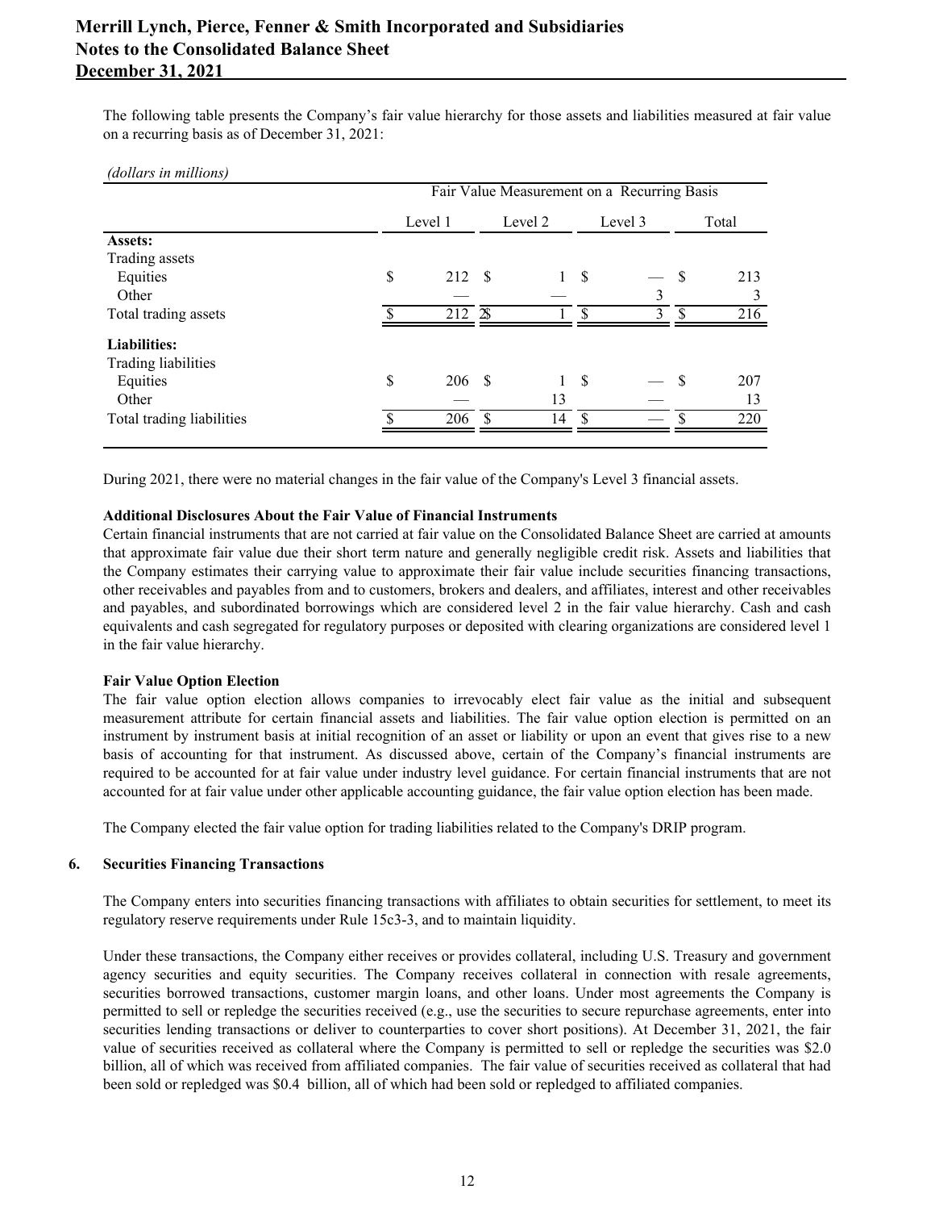The following table presents the Company's fair value hierarchy for those assets and liabilities measured at fair value on a recurring basis as of December 31, 2021:

*(dollars in millions)*

| | Fair Value Measurement on a Recurring Basis | | | |
|---|---|---|---|---|
| | Level 1 | Level 2 | Level 3 | Total |
| **Assets:** | | | | |
| Trading assets | | | | |
| Equities | $ 212 | $ 1 | $ — | $ 213 |
| Other | — | — | 3 | 3 |
| Total trading assets | $ 212 | $ 1 | $ 3 | $ 216 |
| **Liabilities:** | | | | |
| Trading liabilities | | | | |
| Equities | $ 206 | $ 1 | $ — | $ 207 |
| Other | — | 13 | — | 13 |
| Total trading liabilities | $ 206 | $ 14 | $ — | $ 220 |

During 2021, there were no material changes in the fair value of the Company's Level 3 financial assets.

**Additional Disclosures About the Fair Value of Financial Instruments**

Certain financial instruments that are not carried at fair value on the Consolidated Balance Sheet are carried at amounts that approximate fair value due their short term nature and generally negligible credit risk. Assets and liabilities that the Company estimates their carrying value to approximate their fair value include securities financing transactions, other receivables and payables from and to customers, brokers and dealers, and affiliates, interest and other receivables and payables, and subordinated borrowings which are considered level 2 in the fair value hierarchy. Cash and cash equivalents and cash segregated for regulatory purposes or deposited with clearing organizations are considered level 1 in the fair value hierarchy.

**Fair Value Option Election**

The fair value option election allows companies to irrevocably elect fair value as the initial and subsequent measurement attribute for certain financial assets and liabilities. The fair value option election is permitted on an instrument by instrument basis at initial recognition of an asset or liability or upon an event that gives rise to a new basis of accounting for that instrument. As discussed above, certain of the Company's financial instruments are required to be accounted for at fair value under industry level guidance. For certain financial instruments that are not accounted for at fair value under other applicable accounting guidance, the fair value option election has been made.

The Company elected the fair value option for trading liabilities related to the Company's DRIP program.

## 6. Securities Financing Transactions

The Company enters into securities financing transactions with affiliates to obtain securities for settlement, to meet its regulatory reserve requirements under Rule 15c3-3, and to maintain liquidity.

Under these transactions, the Company either receives or provides collateral, including U.S. Treasury and government agency securities and equity securities. The Company receives collateral in connection with resale agreements, securities borrowed transactions, customer margin loans, and other loans. Under most agreements the Company is permitted to sell or repledge the securities received (e.g., use the securities to secure repurchase agreements, enter into securities lending transactions or deliver to counterparties to cover short positions). At December 31, 2021, the fair value of securities received as collateral where the Company is permitted to sell or repledge the securities was $2.0 billion, all of which was received from affiliated companies. The fair value of securities received as collateral that had been sold or repledged was $0.4 billion, all of which had been sold or repledged to affiliated companies.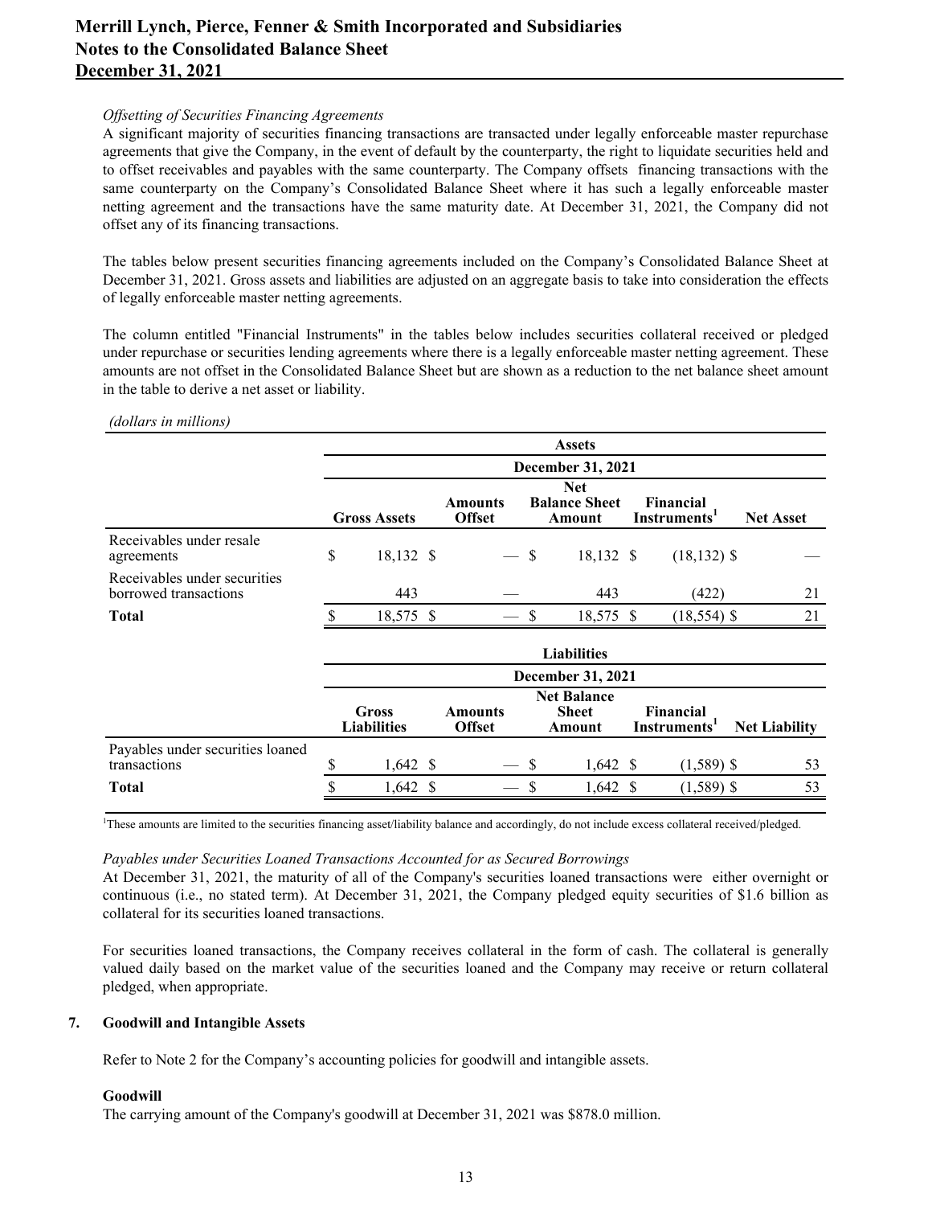*Offsetting of Securities Financing Agreements*

A significant majority of securities financing transactions are transacted under legally enforceable master repurchase agreements that give the Company, in the event of default by the counterparty, the right to liquidate securities held and to offset receivables and payables with the same counterparty. The Company offsets financing transactions with the same counterparty on the Company's Consolidated Balance Sheet where it has such a legally enforceable master netting agreement and the transactions have the same maturity date. At December 31, 2021, the Company did not offset any of its financing transactions.

The tables below present securities financing agreements included on the Company's Consolidated Balance Sheet at December 31, 2021. Gross assets and liabilities are adjusted on an aggregate basis to take into consideration the effects of legally enforceable master netting agreements.

The column entitled "Financial Instruments" in the tables below includes securities collateral received or pledged under repurchase or securities lending agreements where there is a legally enforceable master netting agreement. These amounts are not offset in the Consolidated Balance Sheet but are shown as a reduction to the net balance sheet amount in the table to derive a net asset or liability.

*(dollars in millions)*

| | Assets | | | | |
|---|---|---|---|---|---|
| | December 31, 2021 | | | | |
| | Gross Assets | Amounts Offset | Net Balance Sheet Amount | Financial Instruments[1] | Net Asset |
| Receivables under resale agreements | $ 18,132 | $ — | $ 18,132 | $ (18,132) | $ — |
| Receivables under securities borrowed transactions | 443 | — | 443 | (422) | 21 |
| **Total** | $ 18,575 | $ — | $ 18,575 | $ (18,554) | $ 21 |

| | Liabilities | | | | |
|---|---|---|---|---|---|
| | December 31, 2021 | | | | |
| | Gross Liabilities | Amounts Offset | Net Balance Sheet Amount | Financial Instruments[1] | Net Liability |
| Payables under securities loaned transactions | $ 1,642 | $ — | $ 1,642 | $ (1,589) | $ 53 |
| **Total** | $ 1,642 | $ — | $ 1,642 | $ (1,589) | $ 53 |

[1]These amounts are limited to the securities financing asset/liability balance and accordingly, do not include excess collateral received/pledged.

*Payables under Securities Loaned Transactions Accounted for as Secured Borrowings*

At December 31, 2021, the maturity of all of the Company's securities loaned transactions were either overnight or continuous (i.e., no stated term). At December 31, 2021, the Company pledged equity securities of $1.6 billion as collateral for its securities loaned transactions.

For securities loaned transactions, the Company receives collateral in the form of cash. The collateral is generally valued daily based on the market value of the securities loaned and the Company may receive or return collateral pledged, when appropriate.

## 7. Goodwill and Intangible Assets

Refer to Note 2 for the Company's accounting policies for goodwill and intangible assets.

### Goodwill

The carrying amount of the Company's goodwill at December 31, 2021 was $878.0 million.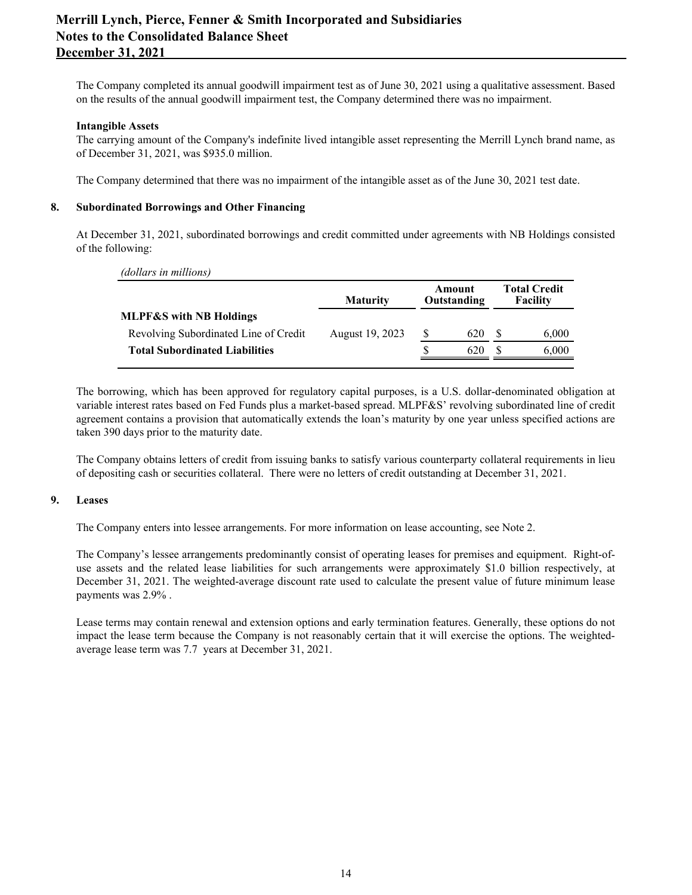The Company completed its annual goodwill impairment test as of June 30, 2021 using a qualitative assessment. Based on the results of the annual goodwill impairment test, the Company determined there was no impairment.

**Intangible Assets**

The carrying amount of the Company's indefinite lived intangible asset representing the Merrill Lynch brand name, as of December 31, 2021, was $935.0 million.

The Company determined that there was no impairment of the intangible asset as of the June 30, 2021 test date.

## 8. Subordinated Borrowings and Other Financing

At December 31, 2021, subordinated borrowings and credit committed under agreements with NB Holdings consisted of the following:

*(dollars in millions)*

| | Maturity | Amount Outstanding | Total Credit Facility |
|---|---|---|---|
| **MLPF&S with NB Holdings** | | | |
| Revolving Subordinated Line of Credit | August 19, 2023 | $ 620 | $ 6,000 |
| **Total Subordinated Liabilities** | | $ 620 | $ 6,000 |

The borrowing, which has been approved for regulatory capital purposes, is a U.S. dollar-denominated obligation at variable interest rates based on Fed Funds plus a market-based spread. MLPF&S' revolving subordinated line of credit agreement contains a provision that automatically extends the loan's maturity by one year unless specified actions are taken 390 days prior to the maturity date.

The Company obtains letters of credit from issuing banks to satisfy various counterparty collateral requirements in lieu of depositing cash or securities collateral. There were no letters of credit outstanding at December 31, 2021.

## 9. Leases

The Company enters into lessee arrangements. For more information on lease accounting, see Note 2.

The Company's lessee arrangements predominantly consist of operating leases for premises and equipment. Right-of-use assets and the related lease liabilities for such arrangements were approximately $1.0 billion respectively, at December 31, 2021. The weighted-average discount rate used to calculate the present value of future minimum lease payments was 2.9% .

Lease terms may contain renewal and extension options and early termination features. Generally, these options do not impact the lease term because the Company is not reasonably certain that it will exercise the options. The weighted-average lease term was 7.7 years at December 31, 2021.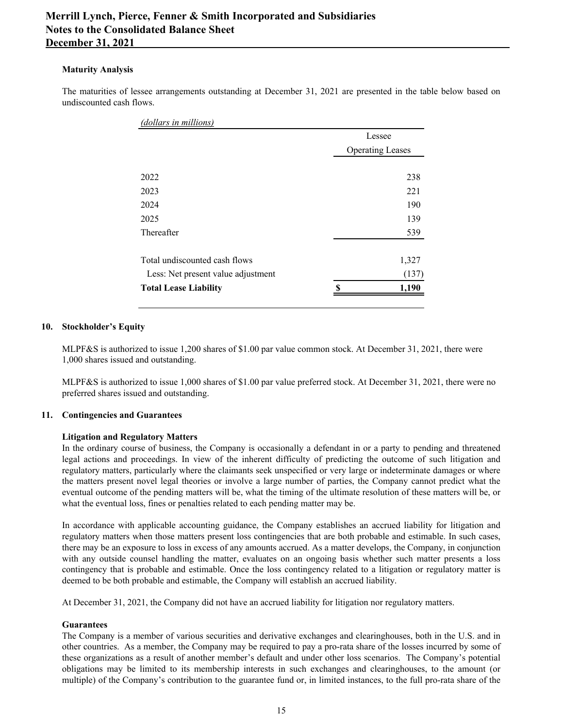### Maturity Analysis

The maturities of lessee arrangements outstanding at December 31, 2021 are presented in the table below based on undiscounted cash flows.

| *(dollars in millions)* | Lessee Operating Leases |
|---|---|
| 2022 | 238 |
| 2023 | 221 |
| 2024 | 190 |
| 2025 | 139 |
| Thereafter | 539 |
| Total undiscounted cash flows | 1,327 |
| Less: Net present value adjustment | (137) |
| **Total Lease Liability** | **$ 1,190** |

## 10. Stockholder's Equity

MLPF&S is authorized to issue 1,200 shares of $1.00 par value common stock. At December 31, 2021, there were 1,000 shares issued and outstanding.

MLPF&S is authorized to issue 1,000 shares of $1.00 par value preferred stock. At December 31, 2021, there were no preferred shares issued and outstanding.

## 11. Contingencies and Guarantees

### Litigation and Regulatory Matters

In the ordinary course of business, the Company is occasionally a defendant in or a party to pending and threatened legal actions and proceedings. In view of the inherent difficulty of predicting the outcome of such litigation and regulatory matters, particularly where the claimants seek unspecified or very large or indeterminate damages or where the matters present novel legal theories or involve a large number of parties, the Company cannot predict what the eventual outcome of the pending matters will be, what the timing of the ultimate resolution of these matters will be, or what the eventual loss, fines or penalties related to each pending matter may be.

In accordance with applicable accounting guidance, the Company establishes an accrued liability for litigation and regulatory matters when those matters present loss contingencies that are both probable and estimable. In such cases, there may be an exposure to loss in excess of any amounts accrued. As a matter develops, the Company, in conjunction with any outside counsel handling the matter, evaluates on an ongoing basis whether such matter presents a loss contingency that is probable and estimable. Once the loss contingency related to a litigation or regulatory matter is deemed to be both probable and estimable, the Company will establish an accrued liability.

At December 31, 2021, the Company did not have an accrued liability for litigation nor regulatory matters.

### Guarantees

The Company is a member of various securities and derivative exchanges and clearinghouses, both in the U.S. and in other countries. As a member, the Company may be required to pay a pro-rata share of the losses incurred by some of these organizations as a result of another member's default and under other loss scenarios. The Company's potential obligations may be limited to its membership interests in such exchanges and clearinghouses, to the amount (or multiple) of the Company's contribution to the guarantee fund or, in limited instances, to the full pro-rata share of the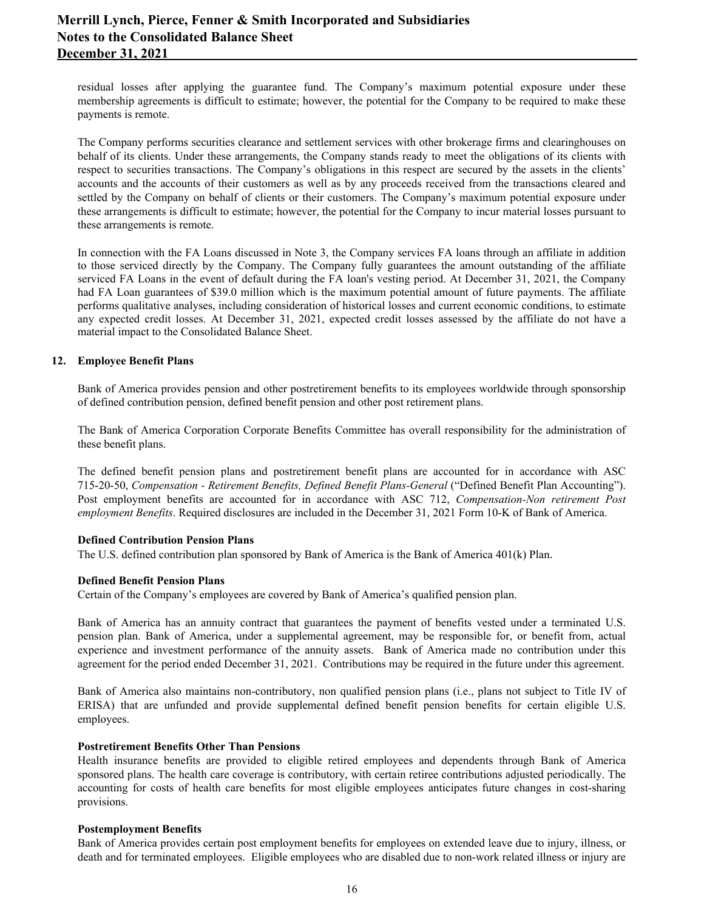residual losses after applying the guarantee fund. The Company's maximum potential exposure under these membership agreements is difficult to estimate; however, the potential for the Company to be required to make these payments is remote.

The Company performs securities clearance and settlement services with other brokerage firms and clearinghouses on behalf of its clients. Under these arrangements, the Company stands ready to meet the obligations of its clients with respect to securities transactions. The Company's obligations in this respect are secured by the assets in the clients' accounts and the accounts of their customers as well as by any proceeds received from the transactions cleared and settled by the Company on behalf of clients or their customers. The Company's maximum potential exposure under these arrangements is difficult to estimate; however, the potential for the Company to incur material losses pursuant to these arrangements is remote.

In connection with the FA Loans discussed in Note 3, the Company services FA loans through an affiliate in addition to those serviced directly by the Company. The Company fully guarantees the amount outstanding of the affiliate serviced FA Loans in the event of default during the FA loan's vesting period. At December 31, 2021, the Company had FA Loan guarantees of $39.0 million which is the maximum potential amount of future payments. The affiliate performs qualitative analyses, including consideration of historical losses and current economic conditions, to estimate any expected credit losses. At December 31, 2021, expected credit losses assessed by the affiliate do not have a material impact to the Consolidated Balance Sheet.

## 12. Employee Benefit Plans

Bank of America provides pension and other postretirement benefits to its employees worldwide through sponsorship of defined contribution pension, defined benefit pension and other post retirement plans.

The Bank of America Corporation Corporate Benefits Committee has overall responsibility for the administration of these benefit plans.

The defined benefit pension plans and postretirement benefit plans are accounted for in accordance with ASC 715-20-50, *Compensation - Retirement Benefits, Defined Benefit Plans-General* ("Defined Benefit Plan Accounting"). Post employment benefits are accounted for in accordance with ASC 712, *Compensation-Non retirement Post employment Benefits*. Required disclosures are included in the December 31, 2021 Form 10-K of Bank of America.

**Defined Contribution Pension Plans**

The U.S. defined contribution plan sponsored by Bank of America is the Bank of America 401(k) Plan.

**Defined Benefit Pension Plans**

Certain of the Company's employees are covered by Bank of America's qualified pension plan.

Bank of America has an annuity contract that guarantees the payment of benefits vested under a terminated U.S. pension plan. Bank of America, under a supplemental agreement, may be responsible for, or benefit from, actual experience and investment performance of the annuity assets. Bank of America made no contribution under this agreement for the period ended December 31, 2021. Contributions may be required in the future under this agreement.

Bank of America also maintains non-contributory, non qualified pension plans (i.e., plans not subject to Title IV of ERISA) that are unfunded and provide supplemental defined benefit pension benefits for certain eligible U.S. employees.

**Postretirement Benefits Other Than Pensions**

Health insurance benefits are provided to eligible retired employees and dependents through Bank of America sponsored plans. The health care coverage is contributory, with certain retiree contributions adjusted periodically. The accounting for costs of health care benefits for most eligible employees anticipates future changes in cost-sharing provisions.

**Postemployment Benefits**

Bank of America provides certain post employment benefits for employees on extended leave due to injury, illness, or death and for terminated employees. Eligible employees who are disabled due to non-work related illness or injury are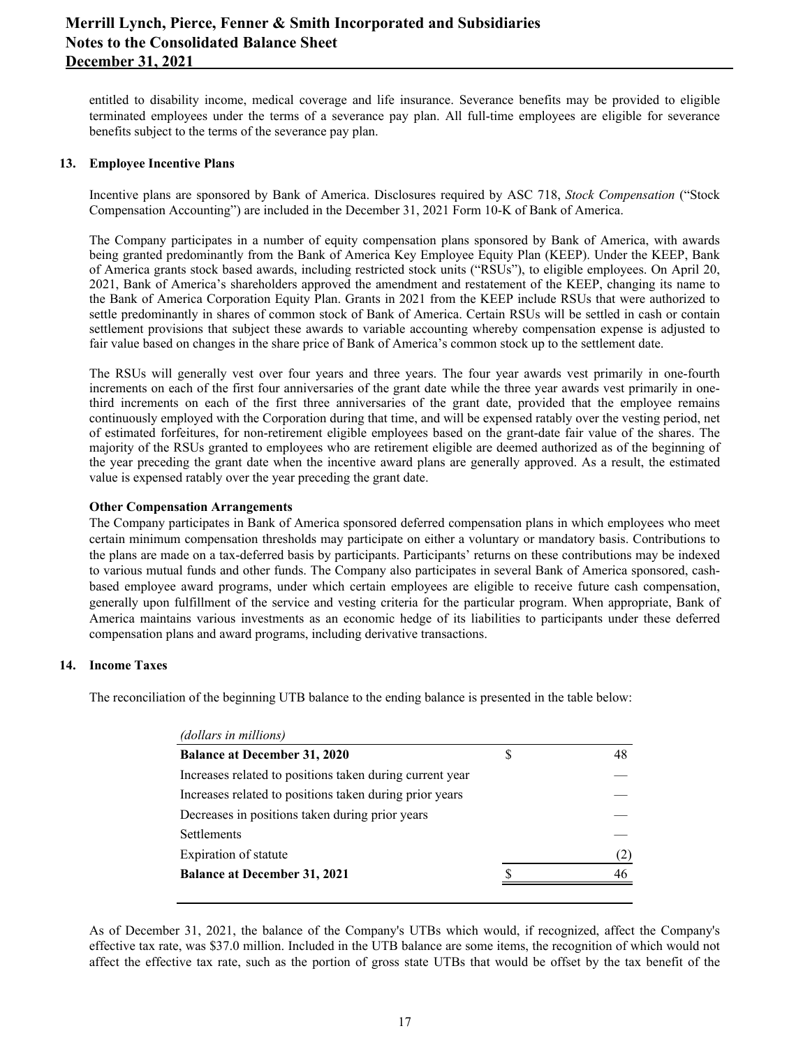entitled to disability income, medical coverage and life insurance. Severance benefits may be provided to eligible terminated employees under the terms of a severance pay plan. All full-time employees are eligible for severance benefits subject to the terms of the severance pay plan.

## 13. Employee Incentive Plans

Incentive plans are sponsored by Bank of America. Disclosures required by ASC 718, *Stock Compensation* ("Stock Compensation Accounting") are included in the December 31, 2021 Form 10-K of Bank of America.

The Company participates in a number of equity compensation plans sponsored by Bank of America, with awards being granted predominantly from the Bank of America Key Employee Equity Plan (KEEP). Under the KEEP, Bank of America grants stock based awards, including restricted stock units ("RSUs"), to eligible employees. On April 20, 2021, Bank of America's shareholders approved the amendment and restatement of the KEEP, changing its name to the Bank of America Corporation Equity Plan. Grants in 2021 from the KEEP include RSUs that were authorized to settle predominantly in shares of common stock of Bank of America. Certain RSUs will be settled in cash or contain settlement provisions that subject these awards to variable accounting whereby compensation expense is adjusted to fair value based on changes in the share price of Bank of America's common stock up to the settlement date.

The RSUs will generally vest over four years and three years. The four year awards vest primarily in one-fourth increments on each of the first four anniversaries of the grant date while the three year awards vest primarily in one-third increments on each of the first three anniversaries of the grant date, provided that the employee remains continuously employed with the Corporation during that time, and will be expensed ratably over the vesting period, net of estimated forfeitures, for non-retirement eligible employees based on the grant-date fair value of the shares. The majority of the RSUs granted to employees who are retirement eligible are deemed authorized as of the beginning of the year preceding the grant date when the incentive award plans are generally approved. As a result, the estimated value is expensed ratably over the year preceding the grant date.

### Other Compensation Arrangements

The Company participates in Bank of America sponsored deferred compensation plans in which employees who meet certain minimum compensation thresholds may participate on either a voluntary or mandatory basis. Contributions to the plans are made on a tax-deferred basis by participants. Participants' returns on these contributions may be indexed to various mutual funds and other funds. The Company also participates in several Bank of America sponsored, cash-based employee award programs, under which certain employees are eligible to receive future cash compensation, generally upon fulfillment of the service and vesting criteria for the particular program. When appropriate, Bank of America maintains various investments as an economic hedge of its liabilities to participants under these deferred compensation plans and award programs, including derivative transactions.

## 14. Income Taxes

The reconciliation of the beginning UTB balance to the ending balance is presented in the table below:

| *(dollars in millions)* | |
|---|---|
| **Balance at December 31, 2020** | $ 48 |
| Increases related to positions taken during current year | — |
| Increases related to positions taken during prior years | — |
| Decreases in positions taken during prior years | — |
| Settlements | — |
| Expiration of statute | (2) |
| **Balance at December 31, 2021** | $ 46 |

As of December 31, 2021, the balance of the Company's UTBs which would, if recognized, affect the Company's effective tax rate, was $37.0 million. Included in the UTB balance are some items, the recognition of which would not affect the effective tax rate, such as the portion of gross state UTBs that would be offset by the tax benefit of the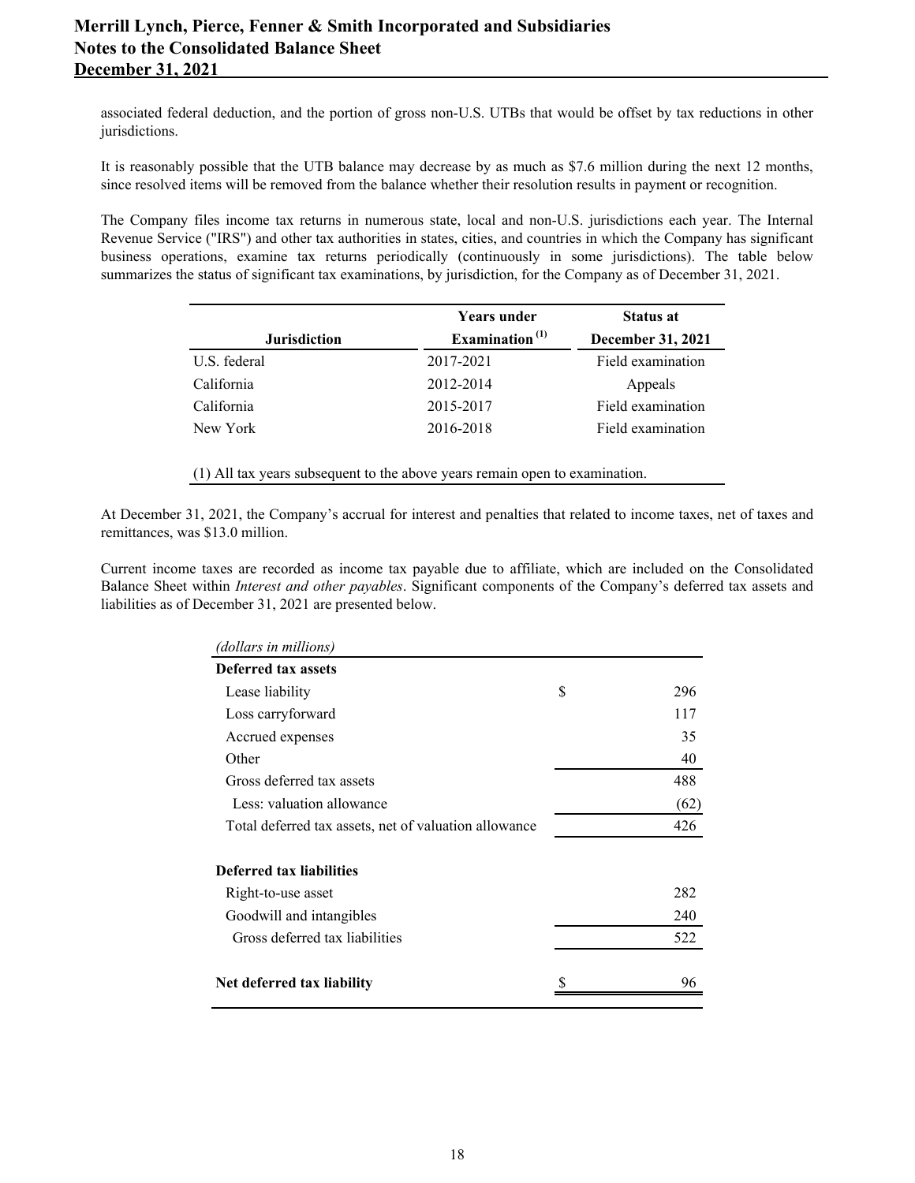associated federal deduction, and the portion of gross non-U.S. UTBs that would be offset by tax reductions in other jurisdictions.

It is reasonably possible that the UTB balance may decrease by as much as $7.6 million during the next 12 months, since resolved items will be removed from the balance whether their resolution results in payment or recognition.

The Company files income tax returns in numerous state, local and non-U.S. jurisdictions each year. The Internal Revenue Service ("IRS") and other tax authorities in states, cities, and countries in which the Company has significant business operations, examine tax returns periodically (continuously in some jurisdictions). The table below summarizes the status of significant tax examinations, by jurisdiction, for the Company as of December 31, 2021.

| Jurisdiction | Years under Examination [(1)] | Status at December 31, 2021 |
|---|---|---|
| U.S. federal | 2017-2021 | Field examination |
| California | 2012-2014 | Appeals |
| California | 2015-2017 | Field examination |
| New York | 2016-2018 | Field examination |

(1) All tax years subsequent to the above years remain open to examination.

At December 31, 2021, the Company's accrual for interest and penalties that related to income taxes, net of taxes and remittances, was $13.0 million.

Current income taxes are recorded as income tax payable due to affiliate, which are included on the Consolidated Balance Sheet within *Interest and other payables*. Significant components of the Company's deferred tax assets and liabilities as of December 31, 2021 are presented below.

| *(dollars in millions)* | |
|---|---|
| **Deferred tax assets** | |
| Lease liability | $ 296 |
| Loss carryforward | 117 |
| Accrued expenses | 35 |
| Other | 40 |
| Gross deferred tax assets | 488 |
| Less: valuation allowance | (62) |
| Total deferred tax assets, net of valuation allowance | 426 |
| | |
| **Deferred tax liabilities** | |
| Right-to-use asset | 282 |
| Goodwill and intangibles | 240 |
| Gross deferred tax liabilities | 522 |
| | |
| **Net deferred tax liability** | $ 96 |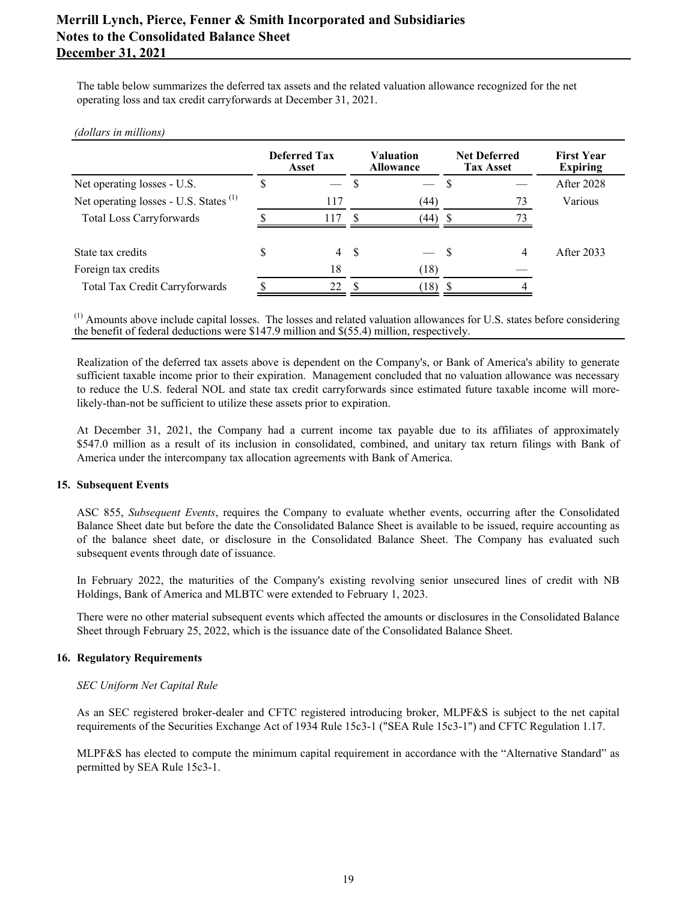The table below summarizes the deferred tax assets and the related valuation allowance recognized for the net operating loss and tax credit carryforwards at December 31, 2021.

*(dollars in millions)*

| | Deferred Tax Asset | Valuation Allowance | Net Deferred Tax Asset | First Year Expiring |
|---|---|---|---|---|
| Net operating losses - U.S. | $ — | $ — | $ — | After 2028 |
| Net operating losses - U.S. States [(1)] | 117 | (44) | 73 | Various |
| Total Loss Carryforwards | $ 117 | $ (44) | $ 73 | |
| | | | | |
| State tax credits | $ 4 | $ — | $ 4 | After 2033 |
| Foreign tax credits | 18 | (18) | — | |
| Total Tax Credit Carryforwards | $ 22 | $ (18) | $ 4 | |

(1) Amounts above include capital losses. The losses and related valuation allowances for U.S. states before considering the benefit of federal deductions were \$147.9 million and \$(55.4) million, respectively.

Realization of the deferred tax assets above is dependent on the Company's, or Bank of America's ability to generate sufficient taxable income prior to their expiration. Management concluded that no valuation allowance was necessary to reduce the U.S. federal NOL and state tax credit carryforwards since estimated future taxable income will more-likely-than-not be sufficient to utilize these assets prior to expiration.

At December 31, 2021, the Company had a current income tax payable due to its affiliates of approximately \$547.0 million as a result of its inclusion in consolidated, combined, and unitary tax return filings with Bank of America under the intercompany tax allocation agreements with Bank of America.

**15. Subsequent Events**

ASC 855, *Subsequent Events*, requires the Company to evaluate whether events, occurring after the Consolidated Balance Sheet date but before the date the Consolidated Balance Sheet is available to be issued, require accounting as of the balance sheet date, or disclosure in the Consolidated Balance Sheet. The Company has evaluated such subsequent events through date of issuance.

In February 2022, the maturities of the Company's existing revolving senior unsecured lines of credit with NB Holdings, Bank of America and MLBTC were extended to February 1, 2023.

There were no other material subsequent events which affected the amounts or disclosures in the Consolidated Balance Sheet through February 25, 2022, which is the issuance date of the Consolidated Balance Sheet.

**16. Regulatory Requirements**

*SEC Uniform Net Capital Rule*

As an SEC registered broker-dealer and CFTC registered introducing broker, MLPF&S is subject to the net capital requirements of the Securities Exchange Act of 1934 Rule 15c3-1 ("SEA Rule 15c3-1") and CFTC Regulation 1.17.

MLPF&S has elected to compute the minimum capital requirement in accordance with the "Alternative Standard" as permitted by SEA Rule 15c3-1.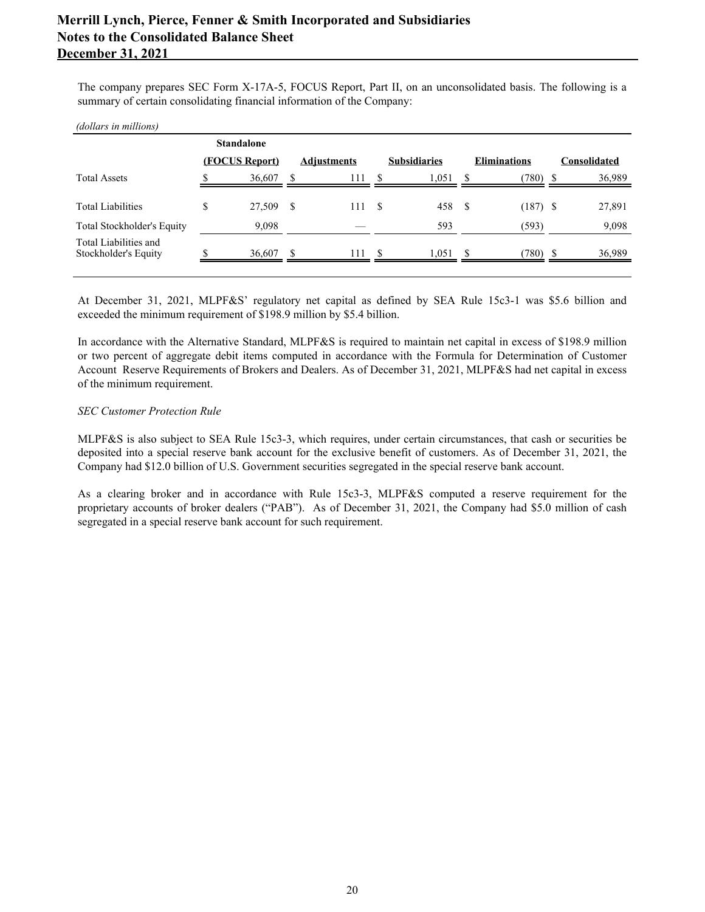The company prepares SEC Form X-17A-5, FOCUS Report, Part II, on an unconsolidated basis. The following is a summary of certain consolidating financial information of the Company:

*(dollars in millions)*

| | Standalone (FOCUS Report) | Adjustments | Subsidiaries | Eliminations | Consolidated |
|---|---|---|---|---|---|
| Total Assets | $ 36,607 | $ 111 | $ 1,051 | $ (780) | $ 36,989 |
| Total Liabilities | $ 27,509 | $ 111 | $ 458 | $ (187) | $ 27,891 |
| Total Stockholder's Equity | 9,098 | — | 593 | (593) | 9,098 |
| Total Liabilities and Stockholder's Equity | $ 36,607 | $ 111 | $ 1,051 | $ (780) | $ 36,989 |

At December 31, 2021, MLPF&S' regulatory net capital as defined by SEA Rule 15c3-1 was $5.6 billion and exceeded the minimum requirement of $198.9 million by $5.4 billion.

In accordance with the Alternative Standard, MLPF&S is required to maintain net capital in excess of $198.9 million or two percent of aggregate debit items computed in accordance with the Formula for Determination of Customer Account Reserve Requirements of Brokers and Dealers. As of December 31, 2021, MLPF&S had net capital in excess of the minimum requirement.

*SEC Customer Protection Rule*

MLPF&S is also subject to SEA Rule 15c3-3, which requires, under certain circumstances, that cash or securities be deposited into a special reserve bank account for the exclusive benefit of customers. As of December 31, 2021, the Company had $12.0 billion of U.S. Government securities segregated in the special reserve bank account.

As a clearing broker and in accordance with Rule 15c3-3, MLPF&S computed a reserve requirement for the proprietary accounts of broker dealers ("PAB"). As of December 31, 2021, the Company had $5.0 million of cash segregated in a special reserve bank account for such requirement.